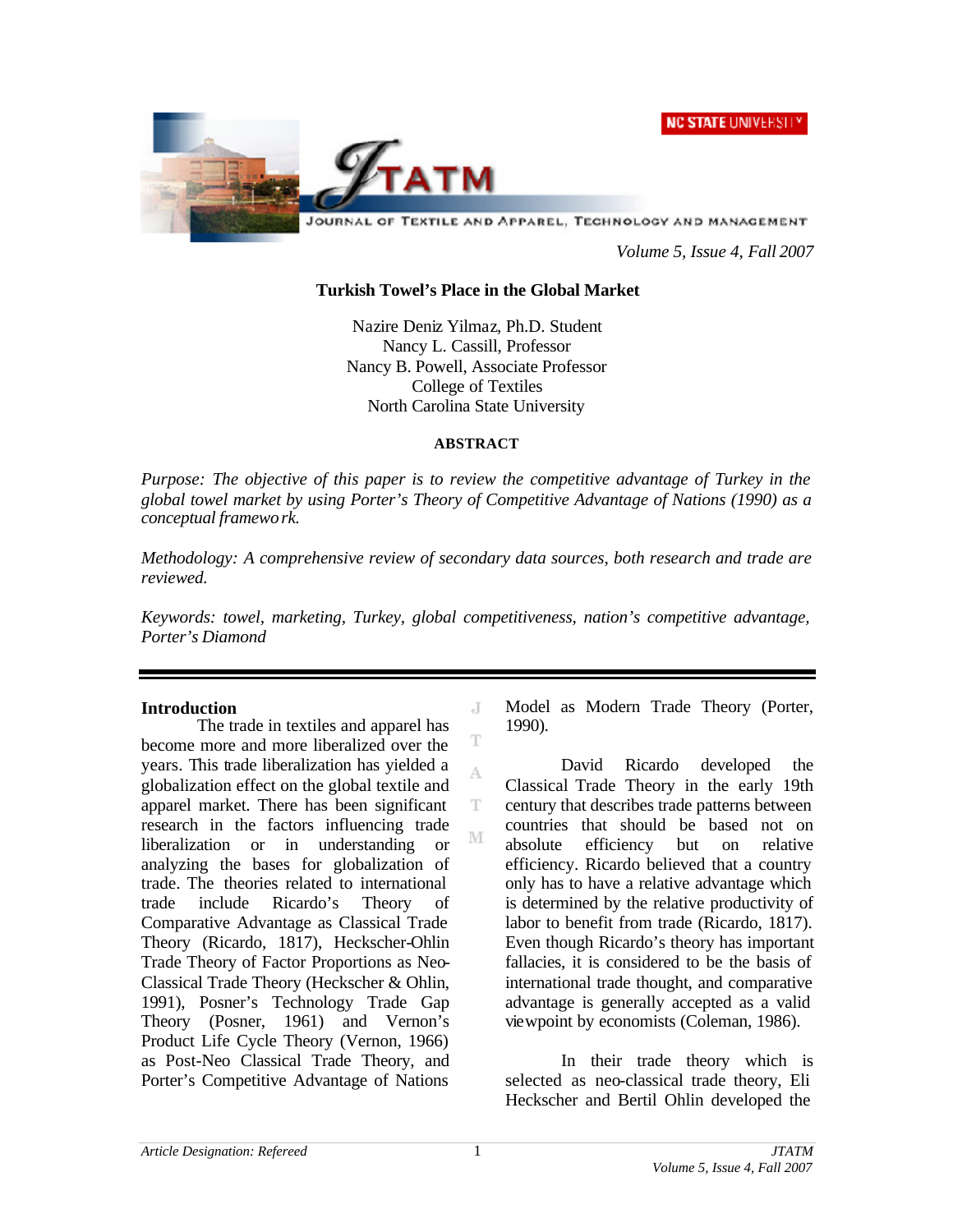# Turkish Towel's Place in the Global Market

Nazire Deniz Yilmaz, Ph.D. Student
Nancy L. Cassill, Professor
Nancy B. Powell, Associate Professor
College of Textiles
North Carolina State University

## ABSTRACT

*Purpose: The objective of this paper is to review the competitive advantage of Turkey in the global towel market by using Porter's Theory of Competitive Advantage of Nations (1990) as a conceptual framework.*

*Methodology: A comprehensive review of secondary data sources, both research and trade are reviewed.*

*Keywords: towel, marketing, Turkey, global competitiveness, nation's competitive advantage, Porter's Diamond*

---

### Introduction

The trade in textiles and apparel has become more and more liberalized over the years. This trade liberalization has yielded a globalization effect on the global textile and apparel market. There has been significant research in the factors influencing trade liberalization or in understanding or analyzing the bases for globalization of trade. The theories related to international trade include Ricardo's Theory of Comparative Advantage as Classical Trade Theory (Ricardo, 1817), Heckscher-Ohlin Trade Theory of Factor Proportions as Neo-Classical Trade Theory (Heckscher & Ohlin, 1991), Posner's Technology Trade Gap Theory (Posner, 1961) and Vernon's Product Life Cycle Theory (Vernon, 1966) as Post-Neo Classical Trade Theory, and Porter's Competitive Advantage of Nations Model as Modern Trade Theory (Porter, 1990).

David Ricardo developed the Classical Trade Theory in the early 19th century that describes trade patterns between countries that should be based not on absolute efficiency but on relative efficiency. Ricardo believed that a country only has to have a relative advantage which is determined by the relative productivity of labor to benefit from trade (Ricardo, 1817). Even though Ricardo's theory has important fallacies, it is considered to be the basis of international trade thought, and comparative advantage is generally accepted as a valid viewpoint by economists (Coleman, 1986).

In their trade theory which is selected as neo-classical trade theory, Eli Heckscher and Bertil Ohlin developed the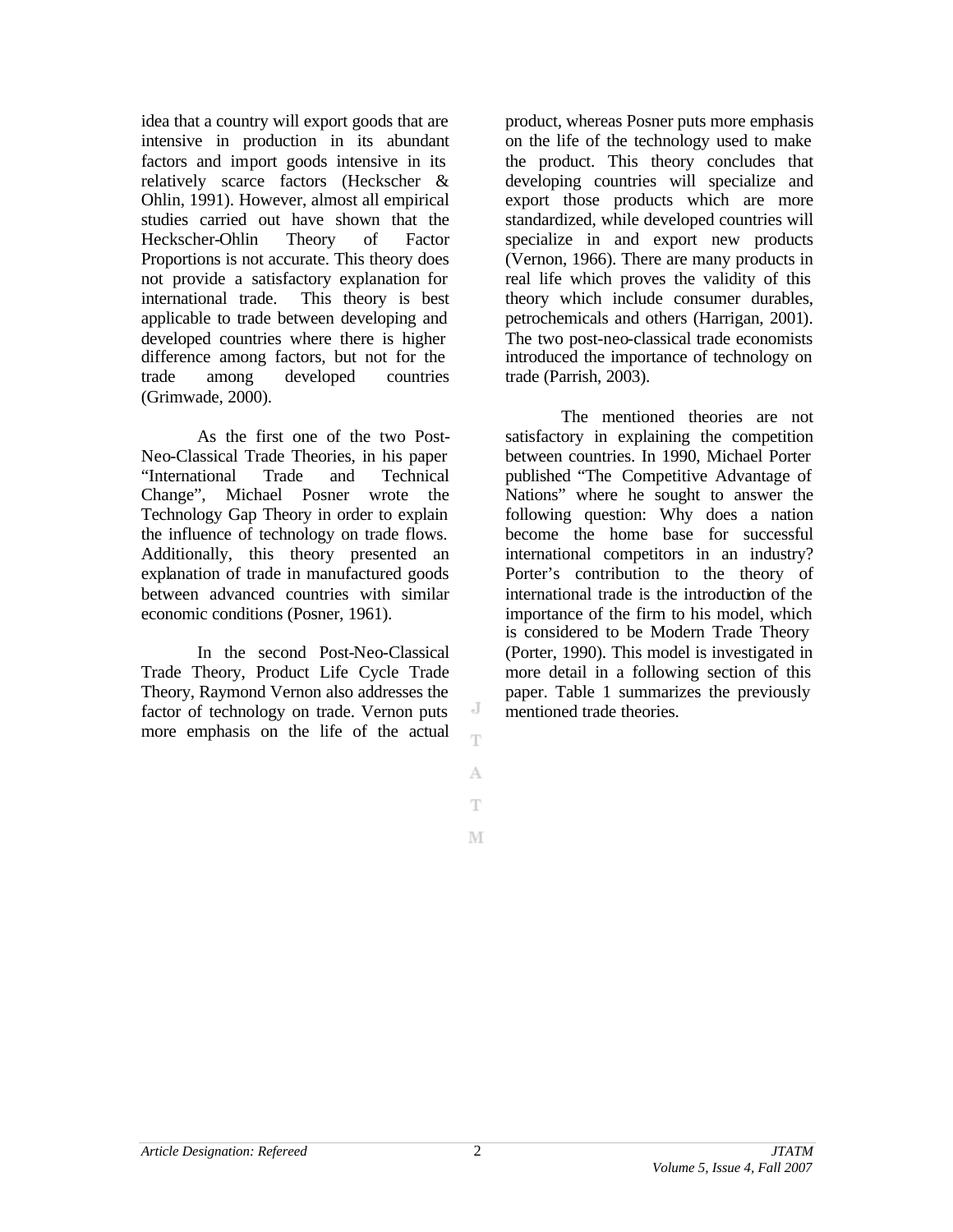idea that a country will export goods that are intensive in production in its abundant factors and import goods intensive in its relatively scarce factors (Heckscher & Ohlin, 1991). However, almost all empirical studies carried out have shown that the Heckscher-Ohlin Theory of Factor Proportions is not accurate. This theory does not provide a satisfactory explanation for international trade. This theory is best applicable to trade between developing and developed countries where there is higher difference among factors, but not for the trade among developed countries (Grimwade, 2000).

As the first one of the two Post-Neo-Classical Trade Theories, in his paper "International Trade and Technical Change", Michael Posner wrote the Technology Gap Theory in order to explain the influence of technology on trade flows. Additionally, this theory presented an explanation of trade in manufactured goods between advanced countries with similar economic conditions (Posner, 1961).

In the second Post-Neo-Classical Trade Theory, Product Life Cycle Trade Theory, Raymond Vernon also addresses the factor of technology on trade. Vernon puts more emphasis on the life of the actual product, whereas Posner puts more emphasis on the life of the technology used to make the product. This theory concludes that developing countries will specialize and export those products which are more standardized, while developed countries will specialize in and export new products (Vernon, 1966). There are many products in real life which proves the validity of this theory which include consumer durables, petrochemicals and others (Harrigan, 2001). The two post-neo-classical trade economists introduced the importance of technology on trade (Parrish, 2003).

The mentioned theories are not satisfactory in explaining the competition between countries. In 1990, Michael Porter published "The Competitive Advantage of Nations" where he sought to answer the following question: Why does a nation become the home base for successful international competitors in an industry? Porter's contribution to the theory of international trade is the introduction of the importance of the firm to his model, which is considered to be Modern Trade Theory (Porter, 1990). This model is investigated in more detail in a following section of this paper. Table 1 summarizes the previously mentioned trade theories.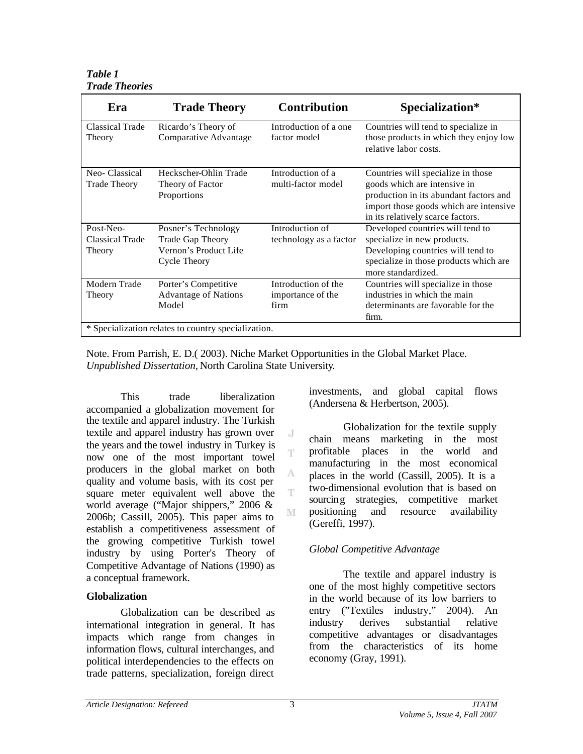***Table 1***
***Trade Theories***

| Era | Trade Theory | Contribution | Specialization* |
|---|---|---|---|
| Classical Trade Theory | Ricardo's Theory of Comparative Advantage | Introduction of a one factor model | Countries will tend to specialize in those products in which they enjoy low relative labor costs. |
| Neo- Classical Trade Theory | Heckscher-Ohlin Trade Theory of Factor Proportions | Introduction of a multi-factor model | Countries will specialize in those goods which are intensive in production in its abundant factors and import those goods which are intensive in its relatively scarce factors. |
| Post-Neo-Classical Trade Theory | Posner's Technology Trade Gap Theory Vernon's Product Life Cycle Theory | Introduction of technology as a factor | Developed countries will tend to specialize in new products. Developing countries will tend to specialize in those products which are more standardized. |
| Modern Trade Theory | Porter's Competitive Advantage of Nations Model | Introduction of the importance of the firm | Countries will specialize in those industries in which the main determinants are favorable for the firm. |

\* Specialization relates to country specialization.

Note. From Parrish, E. D.( 2003). Niche Market Opportunities in the Global Market Place. *Unpublished Dissertation,* North Carolina State University.

This trade liberalization accompanied a globalization movement for the textile and apparel industry. The Turkish textile and apparel industry has grown over the years and the towel industry in Turkey is now one of the most important towel producers in the global market on both quality and volume basis, with its cost per square meter equivalent well above the world average ("Major shippers," 2006 & 2006b; Cassill, 2005). This paper aims to establish a competitiveness assessment of the growing competitive Turkish towel industry by using Porter's Theory of Competitive Advantage of Nations (1990) as a conceptual framework.

**Globalization**

Globalization can be described as international integration in general. It has impacts which range from changes in information flows, cultural interchanges, and political interdependencies to the effects on trade patterns, specialization, foreign direct investments, and global capital flows (Andersena & Herbertson, 2005).

Globalization for the textile supply chain means marketing in the most profitable places in the world and manufacturing in the most economical places in the world (Cassill, 2005). It is a two-dimensional evolution that is based on sourcing strategies, competitive market positioning and resource availability (Gereffi, 1997).

*Global Competitive Advantage*

The textile and apparel industry is one of the most highly competitive sectors in the world because of its low barriers to entry ("Textiles industry," 2004). An industry derives substantial relative competitive advantages or disadvantages from the characteristics of its home economy (Gray, 1991).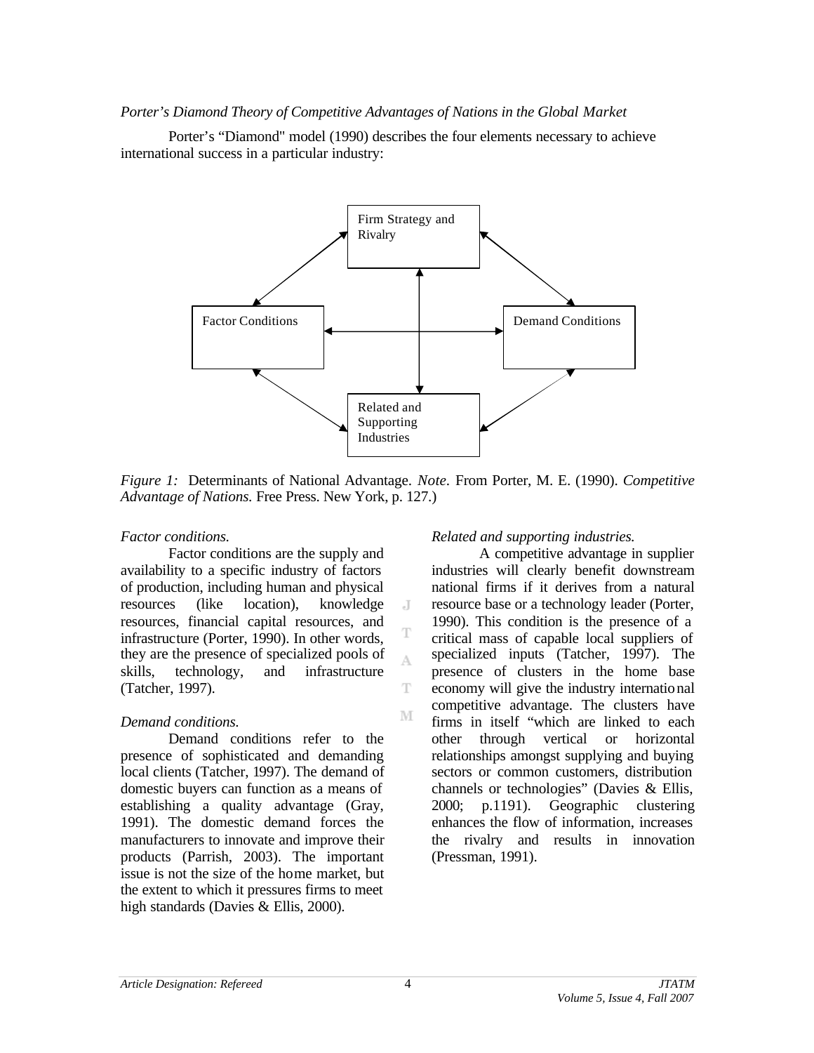*Porter's Diamond Theory of Competitive Advantages of Nations in the Global Market*

Porter's "Diamond" model (1990) describes the four elements necessary to achieve international success in a particular industry:

Firm Strategy and Rivalry

Factor Conditions

Demand Conditions

Related and Supporting Industries

*Figure 1:* Determinants of National Advantage. *Note*. From Porter, M. E. (1990). *Competitive Advantage of Nations.* Free Press. New York, p. 127.)

*Factor conditions.*

Factor conditions are the supply and availability to a specific industry of factors of production, including human and physical resources (like location), knowledge resources, financial capital resources, and infrastructure (Porter, 1990). In other words, they are the presence of specialized pools of skills, technology, and infrastructure (Tatcher, 1997).

*Demand conditions.*

Demand conditions refer to the presence of sophisticated and demanding local clients (Tatcher, 1997). The demand of domestic buyers can function as a means of establishing a quality advantage (Gray, 1991). The domestic demand forces the manufacturers to innovate and improve their products (Parrish, 2003). The important issue is not the size of the home market, but the extent to which it pressures firms to meet high standards (Davies & Ellis, 2000).

*Related and supporting industries.*

A competitive advantage in supplier industries will clearly benefit downstream national firms if it derives from a natural resource base or a technology leader (Porter, 1990). This condition is the presence of a critical mass of capable local suppliers of specialized inputs (Tatcher, 1997). The presence of clusters in the home base economy will give the industry international competitive advantage. The clusters have firms in itself "which are linked to each other through vertical or horizontal relationships amongst supplying and buying sectors or common customers, distribution channels or technologies" (Davies & Ellis, 2000; p.1191). Geographic clustering enhances the flow of information, increases the rivalry and results in innovation (Pressman, 1991).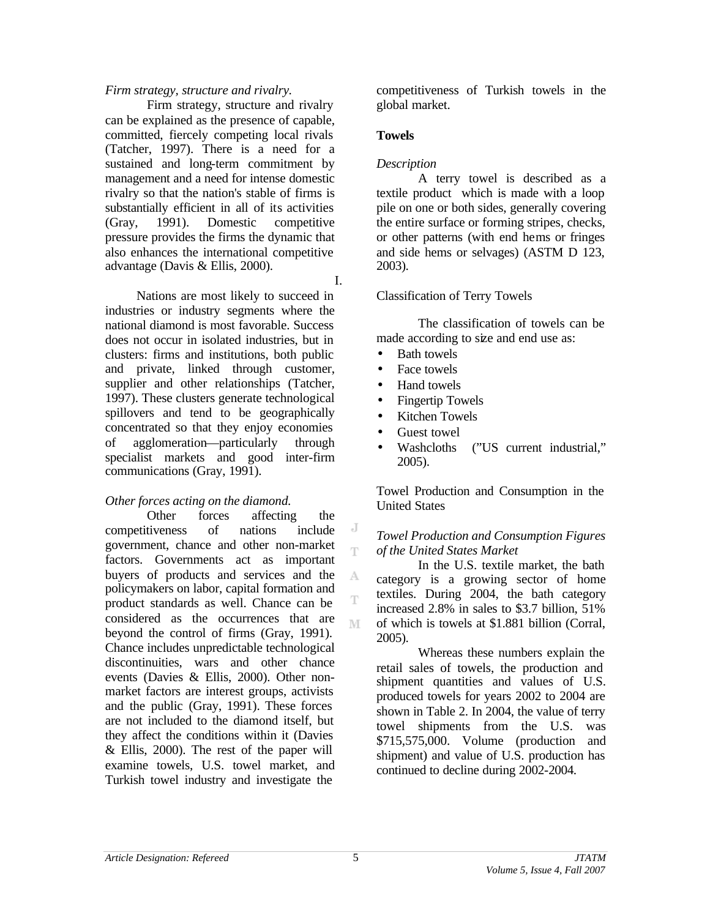*Firm strategy, structure and rivalry.*

Firm strategy, structure and rivalry can be explained as the presence of capable, committed, fiercely competing local rivals (Tatcher, 1997). There is a need for a sustained and long-term commitment by management and a need for intense domestic rivalry so that the nation's stable of firms is substantially efficient in all of its activities (Gray, 1991). Domestic competitive pressure provides the firms the dynamic that also enhances the international competitive advantage (Davis & Ellis, 2000).

I.

Nations are most likely to succeed in industries or industry segments where the national diamond is most favorable. Success does not occur in isolated industries, but in clusters: firms and institutions, both public and private, linked through customer, supplier and other relationships (Tatcher, 1997). These clusters generate technological spillovers and tend to be geographically concentrated so that they enjoy economies of agglomeration—particularly through specialist markets and good inter-firm communications (Gray, 1991).

*Other forces acting on the diamond.*

Other forces affecting the competitiveness of nations include government, chance and other non-market factors. Governments act as important buyers of products and services and the policymakers on labor, capital formation and product standards as well. Chance can be considered as the occurrences that are beyond the control of firms (Gray, 1991). Chance includes unpredictable technological discontinuities, wars and other chance events (Davies & Ellis, 2000). Other non-market factors are interest groups, activists and the public (Gray, 1991). These forces are not included to the diamond itself, but they affect the conditions within it (Davies & Ellis, 2000). The rest of the paper will examine towels, U.S. towel market, and Turkish towel industry and investigate the competitiveness of Turkish towels in the global market.

## Towels

*Description*

A terry towel is described as a textile product which is made with a loop pile on one or both sides, generally covering the entire surface or forming stripes, checks, or other patterns (with end hems or fringes and side hems or selvages) (ASTM D 123, 2003).

Classification of Terry Towels

The classification of towels can be made according to size and end use as:

- Bath towels
- Face towels
- Hand towels
- Fingertip Towels
- Kitchen Towels
- Guest towel
- Washcloths ("US current industrial," 2005).

Towel Production and Consumption in the United States

*Towel Production and Consumption Figures of the United States Market*

In the U.S. textile market, the bath category is a growing sector of home textiles. During 2004, the bath category increased 2.8% in sales to $3.7 billion, 51% of which is towels at $1.881 billion (Corral, 2005).

Whereas these numbers explain the retail sales of towels, the production and shipment quantities and values of U.S. produced towels for years 2002 to 2004 are shown in Table 2. In 2004, the value of terry towel shipments from the U.S. was $715,575,000. Volume (production and shipment) and value of U.S. production has continued to decline during 2002-2004.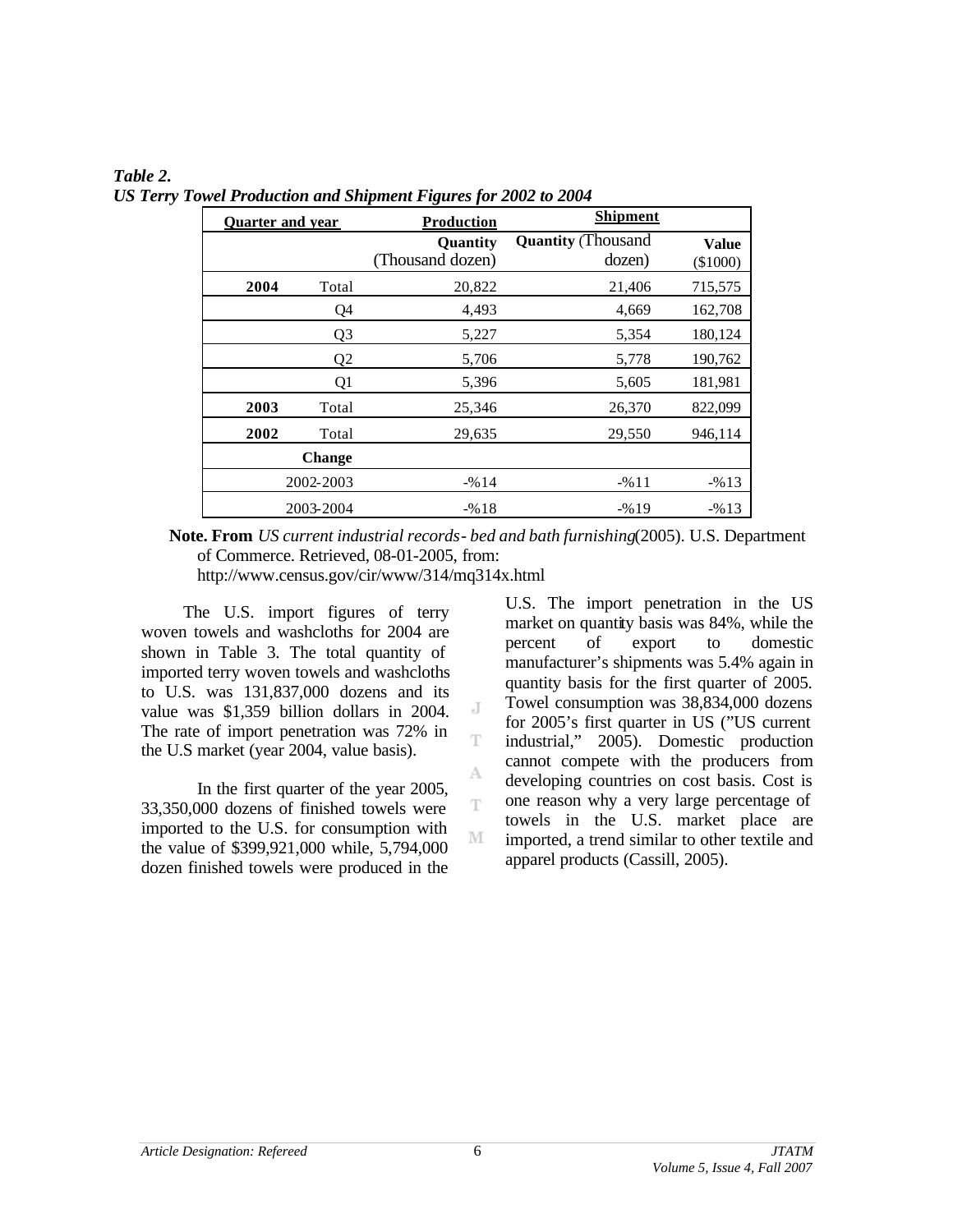***Table 2.***
***US Terry Towel Production and Shipment Figures for 2002 to 2004***

| Quarter and year | | Production | Shipment | |
|---|---|---|---|---|
| | | Quantity (Thousand dozen) | Quantity (Thousand dozen) | Value ($1000) |
| **2004** | Total | 20,822 | 21,406 | 715,575 |
| | Q4 | 4,493 | 4,669 | 162,708 |
| | Q3 | 5,227 | 5,354 | 180,124 |
| | Q2 | 5,706 | 5,778 | 190,762 |
| | Q1 | 5,396 | 5,605 | 181,981 |
| **2003** | Total | 25,346 | 26,370 | 822,099 |
| **2002** | Total | 29,635 | 29,550 | 946,114 |
| | **Change** | | | |
| | 2002-2003 | -%14 | -%11 | -%13 |
| | 2003-2004 | -%18 | -%19 | -%13 |

**Note. From** *US current industrial records- bed and bath furnishing* (2005). U.S. Department of Commerce. Retrieved, 08-01-2005, from: http://www.census.gov/cir/www/314/mq314x.html

The U.S. import figures of terry woven towels and washcloths for 2004 are shown in Table 3. The total quantity of imported terry woven towels and washcloths to U.S. was 131,837,000 dozens and its value was $1,359 billion dollars in 2004. The rate of import penetration was 72% in the U.S market (year 2004, value basis).

In the first quarter of the year 2005, 33,350,000 dozens of finished towels were imported to the U.S. for consumption with the value of $399,921,000 while, 5,794,000 dozen finished towels were produced in the U.S. The import penetration in the US market on quantity basis was 84%, while the percent of export to domestic manufacturer's shipments was 5.4% again in quantity basis for the first quarter of 2005. Towel consumption was 38,834,000 dozens for 2005's first quarter in US ("US current industrial," 2005). Domestic production cannot compete with the producers from developing countries on cost basis. Cost is one reason why a very large percentage of towels in the U.S. market place are imported, a trend similar to other textile and apparel products (Cassill, 2005).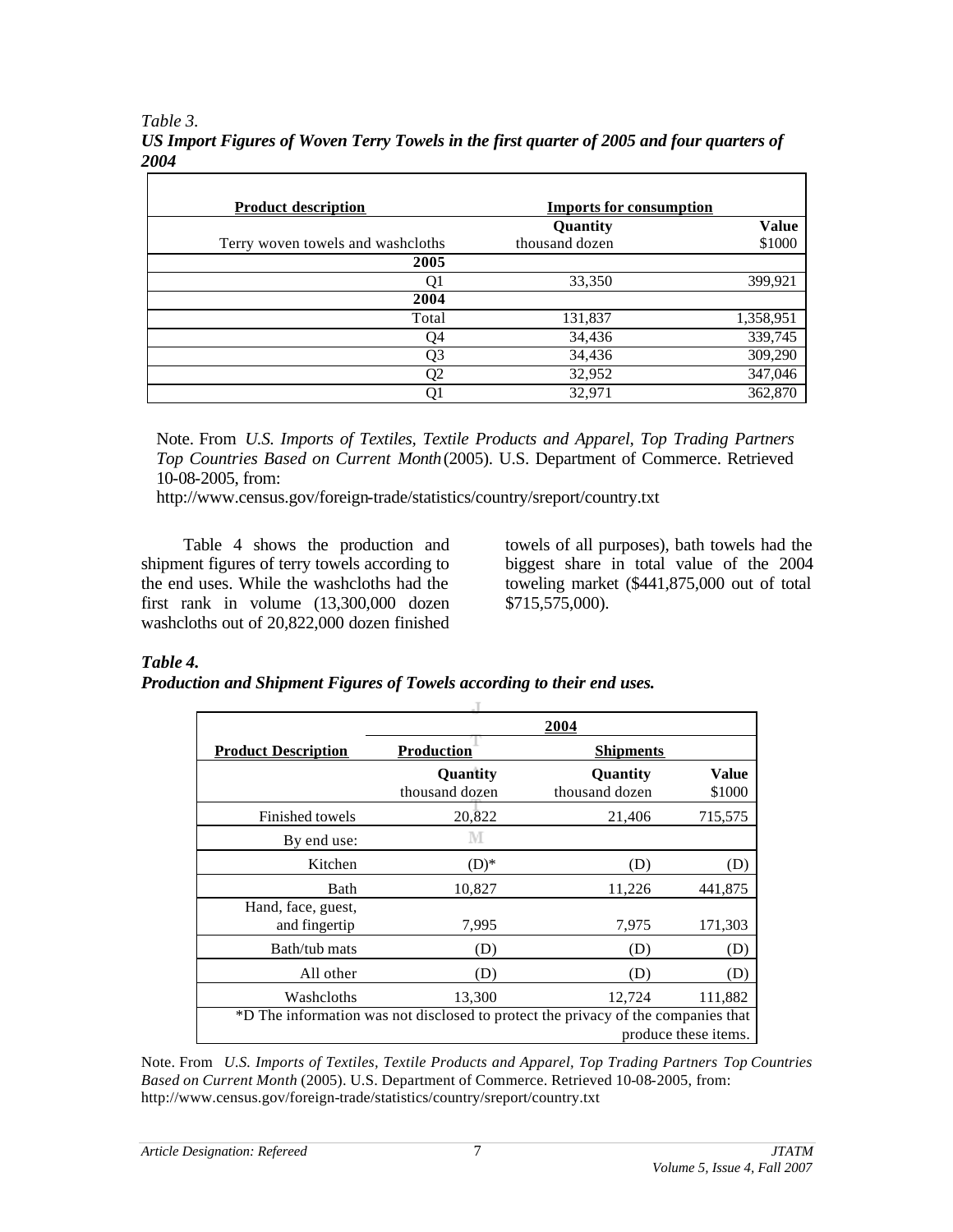*Table 3.*

***US Import Figures of Woven Terry Towels in the first quarter of 2005 and four quarters of 2004***

| **Product description** | **Imports for consumption** | |
|---|---|---|
| | **Quantity** | **Value** |
| Terry woven towels and washcloths | thousand dozen | $1000 |
| **2005** | | |
| Q1 | 33,350 | 399,921 |
| **2004** | | |
| Total | 131,837 | 1,358,951 |
| Q4 | 34,436 | 339,745 |
| Q3 | 34,436 | 309,290 |
| Q2 | 32,952 | 347,046 |
| Q1 | 32,971 | 362,870 |

Note. From *U.S. Imports of Textiles, Textile Products and Apparel, Top Trading Partners Top Countries Based on Current Month* (2005). U.S. Department of Commerce. Retrieved 10-08-2005, from: http://www.census.gov/foreign-trade/statistics/country/sreport/country.txt

Table 4 shows the production and shipment figures of terry towels according to the end uses. While the washcloths had the first rank in volume (13,300,000 dozen washcloths out of 20,822,000 dozen finished towels of all purposes), bath towels had the biggest share in total value of the 2004 toweling market ($441,875,000 out of total $715,575,000).

***Table 4.***

***Production and Shipment Figures of Towels according to their end uses.***

| | **2004** | | |
|---|---|---|---|
| **Product Description** | **Production** | **Shipments** | |
| | **Quantity** thousand dozen | **Quantity** thousand dozen | **Value** $1000 |
| Finished towels | 20,822 | 21,406 | 715,575 |
| By end use: | | | |
| Kitchen | (D)* | (D) | (D) |
| Bath | 10,827 | 11,226 | 441,875 |
| Hand, face, guest, and fingertip | 7,995 | 7,975 | 171,303 |
| Bath/tub mats | (D) | (D) | (D) |
| All other | (D) | (D) | (D) |
| Washcloths | 13,300 | 12,724 | 111,882 |

*D The information was not disclosed to protect the privacy of the companies that produce these items.

Note. From *U.S. Imports of Textiles, Textile Products and Apparel, Top Trading Partners Top Countries Based on Current Month* (2005). U.S. Department of Commerce. Retrieved 10-08-2005, from: http://www.census.gov/foreign-trade/statistics/country/sreport/country.txt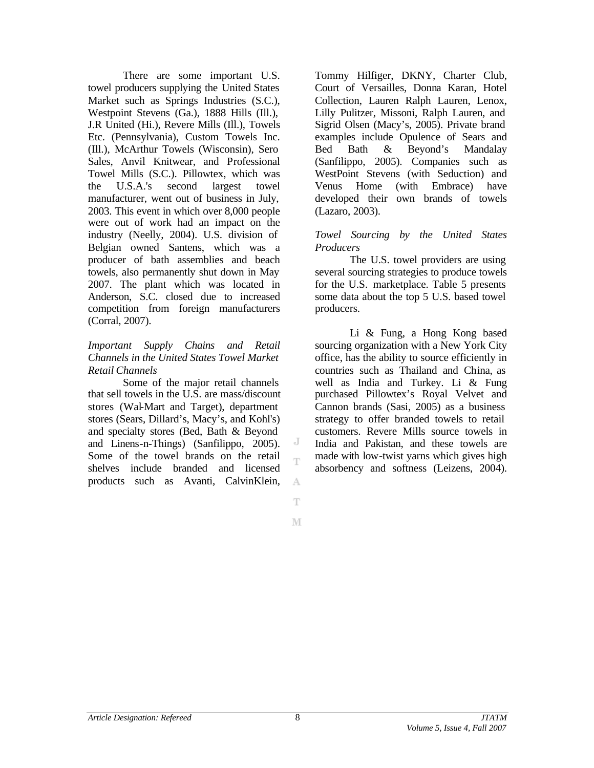There are some important U.S. towel producers supplying the United States Market such as Springs Industries (S.C.), Westpoint Stevens (Ga.), 1888 Hills (Ill.), J.R United (Hi.), Revere Mills (Ill.), Towels Etc. (Pennsylvania), Custom Towels Inc. (Ill.), McArthur Towels (Wisconsin), Sero Sales, Anvil Knitwear, and Professional Towel Mills (S.C.). Pillowtex, which was the U.S.A.'s second largest towel manufacturer, went out of business in July, 2003. This event in which over 8,000 people were out of work had an impact on the industry (Neelly, 2004). U.S. division of Belgian owned Santens, which was a producer of bath assemblies and beach towels, also permanently shut down in May 2007. The plant which was located in Anderson, S.C. closed due to increased competition from foreign manufacturers (Corral, 2007).

*Important Supply Chains and Retail Channels in the United States Towel Market*

*Retail Channels*

Some of the major retail channels that sell towels in the U.S. are mass/discount stores (Wal-Mart and Target), department stores (Sears, Dillard's, Macy's, and Kohl's) and specialty stores (Bed, Bath & Beyond and Linens-n-Things) (Sanfilippo, 2005). Some of the towel brands on the retail shelves include branded and licensed products such as Avanti, CalvinKlein, Tommy Hilfiger, DKNY, Charter Club, Court of Versailles, Donna Karan, Hotel Collection, Lauren Ralph Lauren, Lenox, Lilly Pulitzer, Missoni, Ralph Lauren, and Sigrid Olsen (Macy's, 2005). Private brand examples include Opulence of Sears and Bed Bath & Beyond's Mandalay (Sanfilippo, 2005). Companies such as WestPoint Stevens (with Seduction) and Venus Home (with Embrace) have developed their own brands of towels (Lazaro, 2003).

*Towel Sourcing by the United States Producers*

The U.S. towel providers are using several sourcing strategies to produce towels for the U.S. marketplace. Table 5 presents some data about the top 5 U.S. based towel producers.

Li & Fung, a Hong Kong based sourcing organization with a New York City office, has the ability to source efficiently in countries such as Thailand and China, as well as India and Turkey. Li & Fung purchased Pillowtex's Royal Velvet and Cannon brands (Sasi, 2005) as a business strategy to offer branded towels to retail customers. Revere Mills source towels in India and Pakistan, and these towels are made with low-twist yarns which gives high absorbency and softness (Leizens, 2004).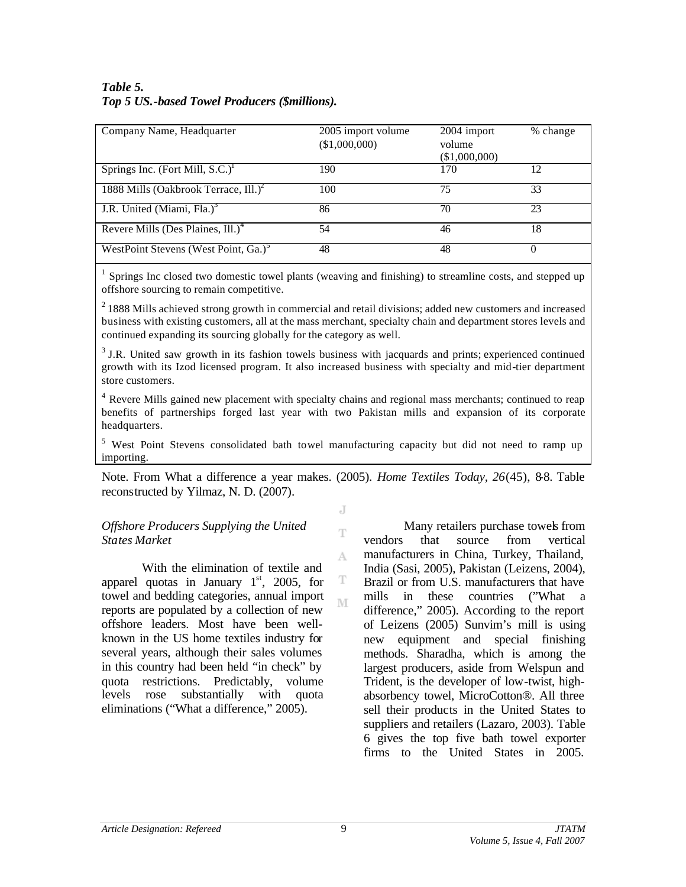***Table 5.***
***Top 5 US.-based Towel Producers ($millions).***

| Company Name, Headquarter | 2005 import volume ($1,000,000) | 2004 import volume ($1,000,000) | % change |
|---|---|---|---|
| Springs Inc. (Fort Mill, S.C.)[1] | 190 | 170 | 12 |
| 1888 Mills (Oakbrook Terrace, Ill.)[2] | 100 | 75 | 33 |
| J.R. United (Miami, Fla.)[3] | 86 | 70 | 23 |
| Revere Mills (Des Plaines, Ill.)[4] | 54 | 46 | 18 |
| WestPoint Stevens (West Point, Ga.)[5] | 48 | 48 | 0 |

[1] Springs Inc closed two domestic towel plants (weaving and finishing) to streamline costs, and stepped up offshore sourcing to remain competitive.

[2] 1888 Mills achieved strong growth in commercial and retail divisions; added new customers and increased business with existing customers, all at the mass merchant, specialty chain and department stores levels and continued expanding its sourcing globally for the category as well.

[3] J.R. United saw growth in its fashion towels business with jacquards and prints; experienced continued growth with its Izod licensed program. It also increased business with specialty and mid-tier department store customers.

[4] Revere Mills gained new placement with specialty chains and regional mass merchants; continued to reap benefits of partnerships forged last year with two Pakistan mills and expansion of its corporate headquarters.

[5] West Point Stevens consolidated bath towel manufacturing capacity but did not need to ramp up importing.

Note. From What a difference a year makes. (2005). *Home Textiles Today*, *26*(45), 8-8. Table reconstructed by Yilmaz, N. D. (2007).

*Offshore Producers Supplying the United States Market*

With the elimination of textile and apparel quotas in January 1st, 2005, for towel and bedding categories, annual import reports are populated by a collection of new offshore leaders. Most have been well-known in the US home textiles industry for several years, although their sales volumes in this country had been held "in check" by quota restrictions. Predictably, volume levels rose substantially with quota eliminations ("What a difference," 2005).

Many retailers purchase towels from vendors that source from vertical manufacturers in China, Turkey, Thailand, India (Sasi, 2005), Pakistan (Leizens, 2004), Brazil or from U.S. manufacturers that have mills in these countries ("What a difference," 2005). According to the report of Leizens (2005) Sunvim's mill is using new equipment and special finishing methods. Sharadha, which is among the largest producers, aside from Welspun and Trident, is the developer of low-twist, high-absorbency towel, MicroCotton®. All three sell their products in the United States to suppliers and retailers (Lazaro, 2003). Table 6 gives the top five bath towel exporter firms to the United States in 2005.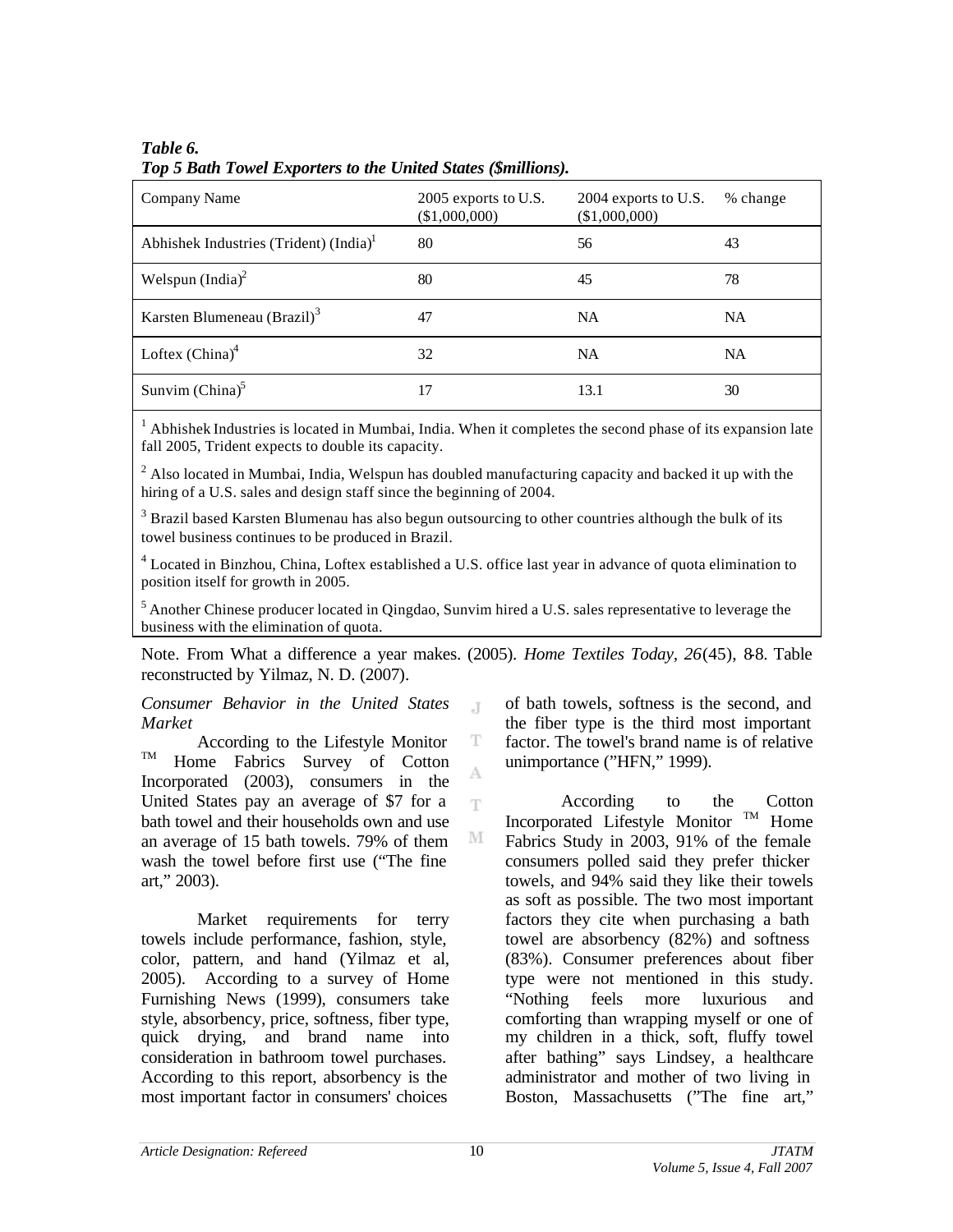***Table 6.***
***Top 5 Bath Towel Exporters to the United States ($millions).***

| Company Name | 2005 exports to U.S. ($1,000,000) | 2004 exports to U.S. ($1,000,000) | % change |
|---|---|---|---|
| Abhishek Industries (Trident) (India)[1] | 80 | 56 | 43 |
| Welspun (India)[2] | 80 | 45 | 78 |
| Karsten Blumeneau (Brazil)[3] | 47 | NA | NA |
| Loftex (China)[4] | 32 | NA | NA |
| Sunvim (China)[5] | 17 | 13.1 | 30 |

[1] Abhishek Industries is located in Mumbai, India. When it completes the second phase of its expansion late fall 2005, Trident expects to double its capacity.

[2] Also located in Mumbai, India, Welspun has doubled manufacturing capacity and backed it up with the hiring of a U.S. sales and design staff since the beginning of 2004.

[3] Brazil based Karsten Blumenau has also begun outsourcing to other countries although the bulk of its towel business continues to be produced in Brazil.

[4] Located in Binzhou, China, Loftex established a U.S. office last year in advance of quota elimination to position itself for growth in 2005.

[5] Another Chinese producer located in Qingdao, Sunvim hired a U.S. sales representative to leverage the business with the elimination of quota.

Note. From What a difference a year makes. (2005). *Home Textiles Today, 26*(45), 8-8. Table reconstructed by Yilmaz, N. D. (2007).

*Consumer Behavior in the United States Market*

According to the Lifestyle Monitor ™ Home Fabrics Survey of Cotton Incorporated (2003), consumers in the United States pay an average of $7 for a bath towel and their households own and use an average of 15 bath towels. 79% of them wash the towel before first use (“The fine art,” 2003).

Market requirements for terry towels include performance, fashion, style, color, pattern, and hand (Yilmaz et al, 2005). According to a survey of Home Furnishing News (1999), consumers take style, absorbency, price, softness, fiber type, quick drying, and brand name into consideration in bathroom towel purchases. According to this report, absorbency is the most important factor in consumers' choices of bath towels, softness is the second, and the fiber type is the third most important factor. The towel's brand name is of relative unimportance (”HFN,” 1999).

According to the Cotton Incorporated Lifestyle Monitor ™ Home Fabrics Study in 2003, 91% of the female consumers polled said they prefer thicker towels, and 94% said they like their towels as soft as possible. The two most important factors they cite when purchasing a bath towel are absorbency (82%) and softness (83%). Consumer preferences about fiber type were not mentioned in this study. “Nothing feels more luxurious and comforting than wrapping myself or one of my children in a thick, soft, fluffy towel after bathing” says Lindsey, a healthcare administrator and mother of two living in Boston, Massachusetts (”The fine art,”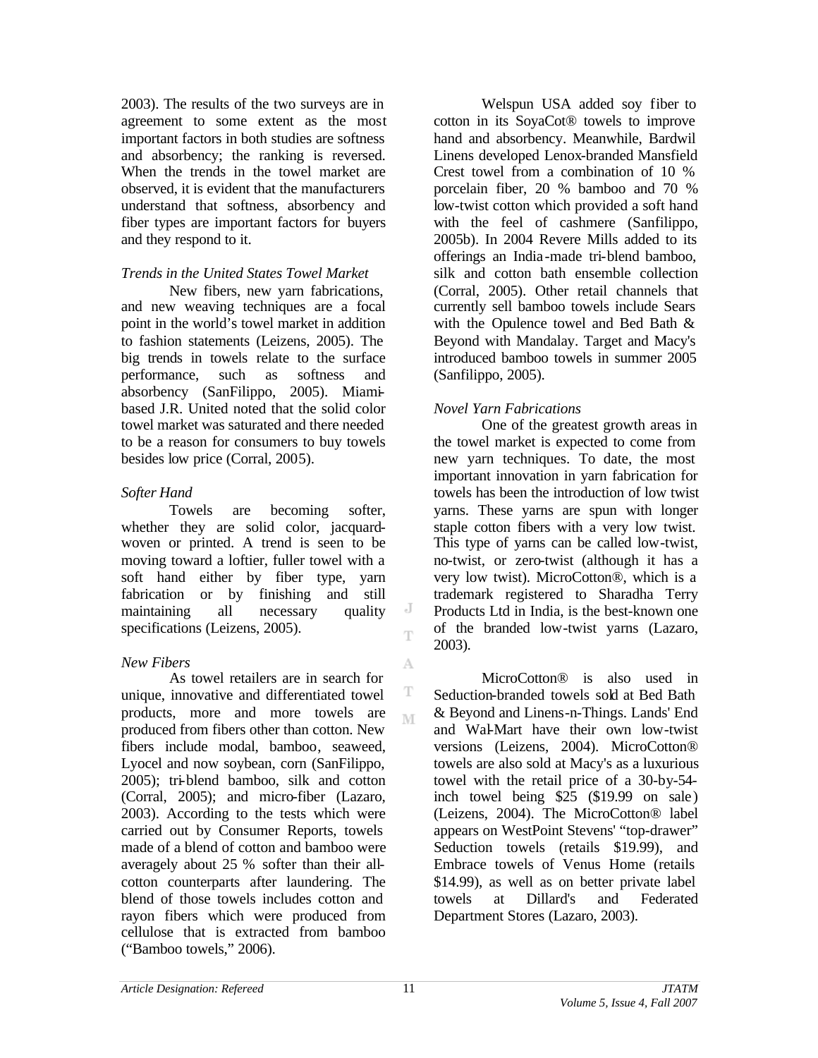2003). The results of the two surveys are in agreement to some extent as the most important factors in both studies are softness and absorbency; the ranking is reversed. When the trends in the towel market are observed, it is evident that the manufacturers understand that softness, absorbency and fiber types are important factors for buyers and they respond to it.

*Trends in the United States Towel Market*

New fibers, new yarn fabrications, and new weaving techniques are a focal point in the world's towel market in addition to fashion statements (Leizens, 2005). The big trends in towels relate to the surface performance, such as softness and absorbency (SanFilippo, 2005). Miami-based J.R. United noted that the solid color towel market was saturated and there needed to be a reason for consumers to buy towels besides low price (Corral, 2005).

*Softer Hand*

Towels are becoming softer, whether they are solid color, jacquard-woven or printed. A trend is seen to be moving toward a loftier, fuller towel with a soft hand either by fiber type, yarn fabrication or by finishing and still maintaining all necessary quality specifications (Leizens, 2005).

*New Fibers*

As towel retailers are in search for unique, innovative and differentiated towel products, more and more towels are produced from fibers other than cotton. New fibers include modal, bamboo, seaweed, Lyocel and now soybean, corn (SanFilippo, 2005); tri-blend bamboo, silk and cotton (Corral, 2005); and micro-fiber (Lazaro, 2003). According to the tests which were carried out by Consumer Reports, towels made of a blend of cotton and bamboo were averagely about 25 % softer than their all-cotton counterparts after laundering. The blend of those towels includes cotton and rayon fibers which were produced from cellulose that is extracted from bamboo ("Bamboo towels," 2006).

Welspun USA added soy fiber to cotton in its SoyaCot® towels to improve hand and absorbency. Meanwhile, Bardwil Linens developed Lenox-branded Mansfield Crest towel from a combination of 10 % porcelain fiber, 20 % bamboo and 70 % low-twist cotton which provided a soft hand with the feel of cashmere (Sanfilippo, 2005b). In 2004 Revere Mills added to its offerings an India-made tri-blend bamboo, silk and cotton bath ensemble collection (Corral, 2005). Other retail channels that currently sell bamboo towels include Sears with the Opulence towel and Bed Bath & Beyond with Mandalay. Target and Macy's introduced bamboo towels in summer 2005 (Sanfilippo, 2005).

*Novel Yarn Fabrications*

One of the greatest growth areas in the towel market is expected to come from new yarn techniques. To date, the most important innovation in yarn fabrication for towels has been the introduction of low twist yarns. These yarns are spun with longer staple cotton fibers with a very low twist. This type of yarns can be called low-twist, no-twist, or zero-twist (although it has a very low twist). MicroCotton®, which is a trademark registered to Sharadha Terry Products Ltd in India, is the best-known one of the branded low-twist yarns (Lazaro, 2003).

MicroCotton® is also used in Seduction-branded towels sold at Bed Bath & Beyond and Linens-n-Things. Lands' End and Wal-Mart have their own low-twist versions (Leizens, 2004). MicroCotton® towels are also sold at Macy's as a luxurious towel with the retail price of a 30-by-54-inch towel being $25 ($19.99 on sale) (Leizens, 2004). The MicroCotton® label appears on WestPoint Stevens' "top-drawer" Seduction towels (retails $19.99), and Embrace towels of Venus Home (retails $14.99), as well as on better private label towels at Dillard's and Federated Department Stores (Lazaro, 2003).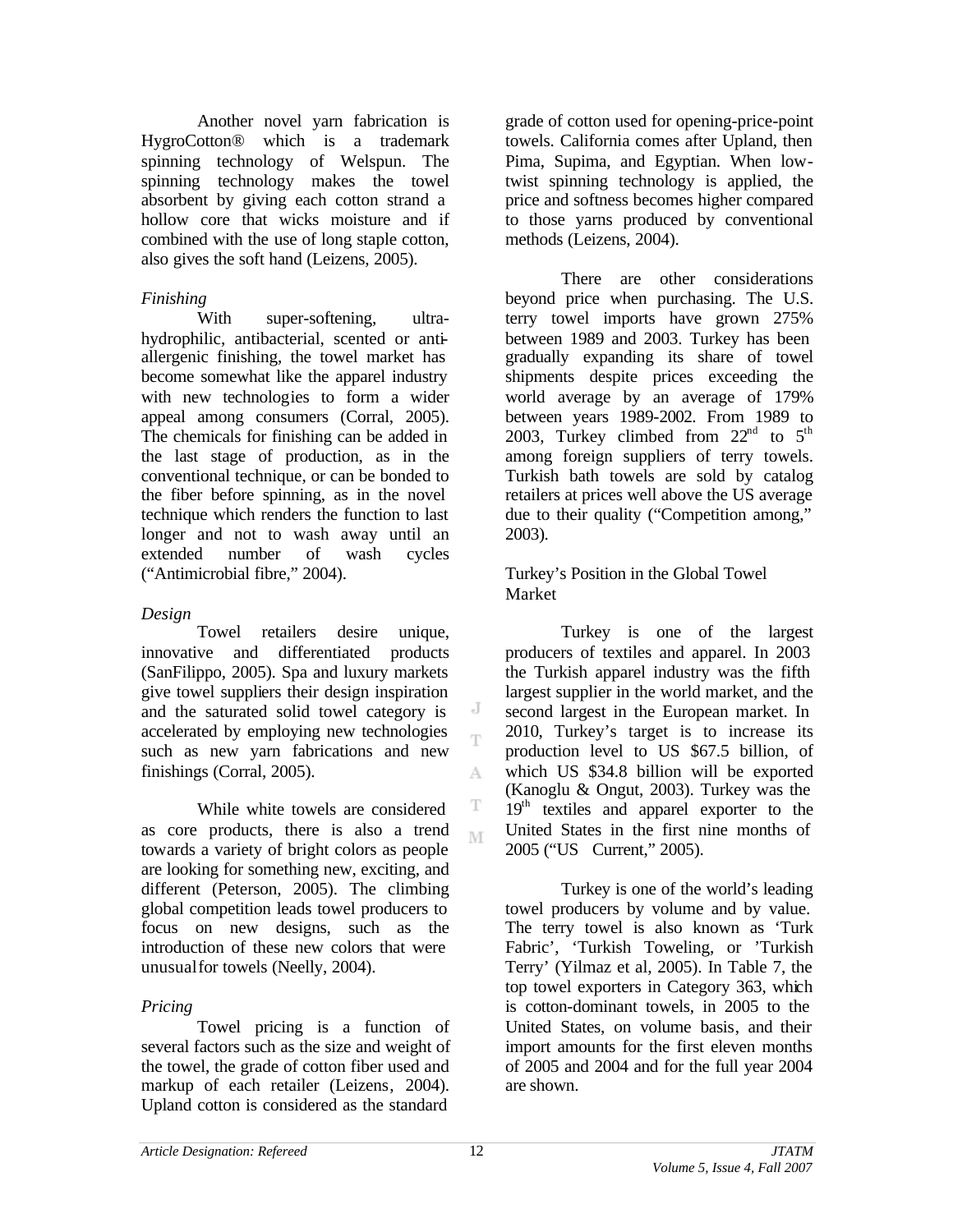Another novel yarn fabrication is HygroCotton® which is a trademark spinning technology of Welspun. The spinning technology makes the towel absorbent by giving each cotton strand a hollow core that wicks moisture and if combined with the use of long staple cotton, also gives the soft hand (Leizens, 2005).

### *Finishing*

With super-softening, ultra-hydrophilic, antibacterial, scented or anti-allergenic finishing, the towel market has become somewhat like the apparel industry with new technologies to form a wider appeal among consumers (Corral, 2005). The chemicals for finishing can be added in the last stage of production, as in the conventional technique, or can be bonded to the fiber before spinning, as in the novel technique which renders the function to last longer and not to wash away until an extended number of wash cycles ("Antimicrobial fibre," 2004).

### *Design*

Towel retailers desire unique, innovative and differentiated products (SanFilippo, 2005). Spa and luxury markets give towel suppliers their design inspiration and the saturated solid towel category is accelerated by employing new technologies such as new yarn fabrications and new finishings (Corral, 2005).

While white towels are considered as core products, there is also a trend towards a variety of bright colors as people are looking for something new, exciting, and different (Peterson, 2005). The climbing global competition leads towel producers to focus on new designs, such as the introduction of these new colors that were unusual for towels (Neelly, 2004).

### *Pricing*

Towel pricing is a function of several factors such as the size and weight of the towel, the grade of cotton fiber used and markup of each retailer (Leizens, 2004). Upland cotton is considered as the standard grade of cotton used for opening-price-point towels. California comes after Upland, then Pima, Supima, and Egyptian. When low-twist spinning technology is applied, the price and softness becomes higher compared to those yarns produced by conventional methods (Leizens, 2004).

There are other considerations beyond price when purchasing. The U.S. terry towel imports have grown 275% between 1989 and 2003. Turkey has been gradually expanding its share of towel shipments despite prices exceeding the world average by an average of 179% between years 1989-2002. From 1989 to 2003, Turkey climbed from 22nd to 5th among foreign suppliers of terry towels. Turkish bath towels are sold by catalog retailers at prices well above the US average due to their quality ("Competition among," 2003).

## Turkey's Position in the Global Towel Market

Turkey is one of the largest producers of textiles and apparel. In 2003 the Turkish apparel industry was the fifth largest supplier in the world market, and the second largest in the European market. In 2010, Turkey's target is to increase its production level to US $67.5 billion, of which US $34.8 billion will be exported (Kanoglu & Ongut, 2003). Turkey was the 19th textiles and apparel exporter to the United States in the first nine months of 2005 ("US Current," 2005).

Turkey is one of the world's leading towel producers by volume and by value. The terry towel is also known as 'Turk Fabric', 'Turkish Toweling, or 'Turkish Terry' (Yilmaz et al, 2005). In Table 7, the top towel exporters in Category 363, which is cotton-dominant towels, in 2005 to the United States, on volume basis, and their import amounts for the first eleven months of 2005 and 2004 and for the full year 2004 are shown.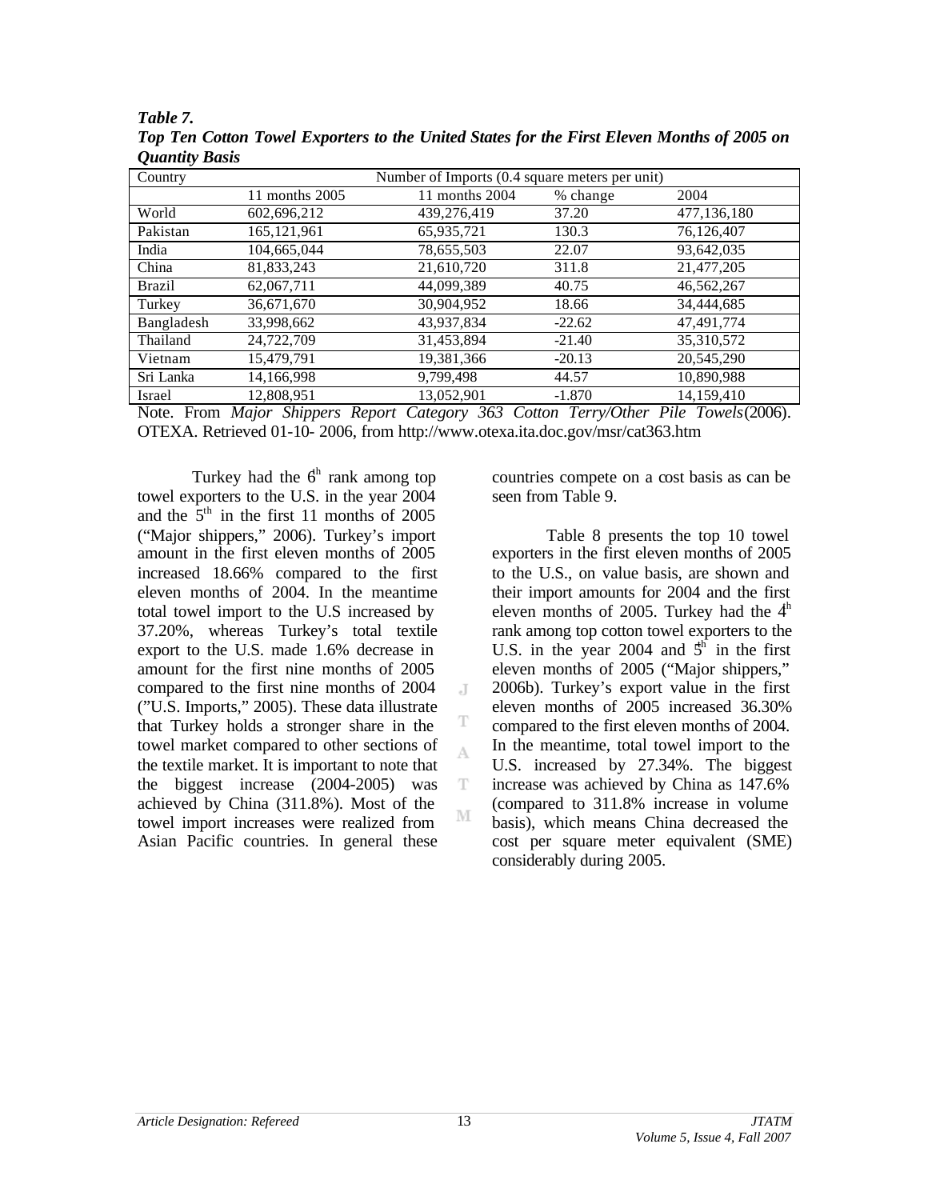***Table 7.***
***Top Ten Cotton Towel Exporters to the United States for the First Eleven Months of 2005 on Quantity Basis***

| Country | Number of Imports (0.4 square meters per unit) | | | |
|---|---|---|---|---|
| | 11 months 2005 | 11 months 2004 | % change | 2004 |
| World | 602,696,212 | 439,276,419 | 37.20 | 477,136,180 |
| Pakistan | 165,121,961 | 65,935,721 | 130.3 | 76,126,407 |
| India | 104,665,044 | 78,655,503 | 22.07 | 93,642,035 |
| China | 81,833,243 | 21,610,720 | 311.8 | 21,477,205 |
| Brazil | 62,067,711 | 44,099,389 | 40.75 | 46,562,267 |
| Turkey | 36,671,670 | 30,904,952 | 18.66 | 34,444,685 |
| Bangladesh | 33,998,662 | 43,937,834 | -22.62 | 47,491,774 |
| Thailand | 24,722,709 | 31,453,894 | -21.40 | 35,310,572 |
| Vietnam | 15,479,791 | 19,381,366 | -20.13 | 20,545,290 |
| Sri Lanka | 14,166,998 | 9,799,498 | 44.57 | 10,890,988 |
| Israel | 12,808,951 | 13,052,901 | -1.870 | 14,159,410 |

Note. From *Major Shippers Report Category 363 Cotton Terry/Other Pile Towels* (2006). OTEXA. Retrieved 01-10- 2006, from http://www.otexa.ita.doc.gov/msr/cat363.htm

Turkey had the 6th rank among top towel exporters to the U.S. in the year 2004 and the 5th in the first 11 months of 2005 ("Major shippers," 2006). Turkey's import amount in the first eleven months of 2005 increased 18.66% compared to the first eleven months of 2004. In the meantime total towel import to the U.S increased by 37.20%, whereas Turkey's total textile export to the U.S. made 1.6% decrease in amount for the first nine months of 2005 compared to the first nine months of 2004 ("U.S. Imports," 2005). These data illustrate that Turkey holds a stronger share in the towel market compared to other sections of the textile market. It is important to note that the biggest increase (2004-2005) was achieved by China (311.8%). Most of the towel import increases were realized from Asian Pacific countries. In general these countries compete on a cost basis as can be seen from Table 9.

Table 8 presents the top 10 towel exporters in the first eleven months of 2005 to the U.S., on value basis, are shown and their import amounts for 2004 and the first eleven months of 2005. Turkey had the 4th rank among top cotton towel exporters to the U.S. in the year 2004 and 5th in the first eleven months of 2005 ("Major shippers," 2006b). Turkey's export value in the first eleven months of 2005 increased 36.30% compared to the first eleven months of 2004. In the meantime, total towel import to the U.S. increased by 27.34%. The biggest increase was achieved by China as 147.6% (compared to 311.8% increase in volume basis), which means China decreased the cost per square meter equivalent (SME) considerably during 2005.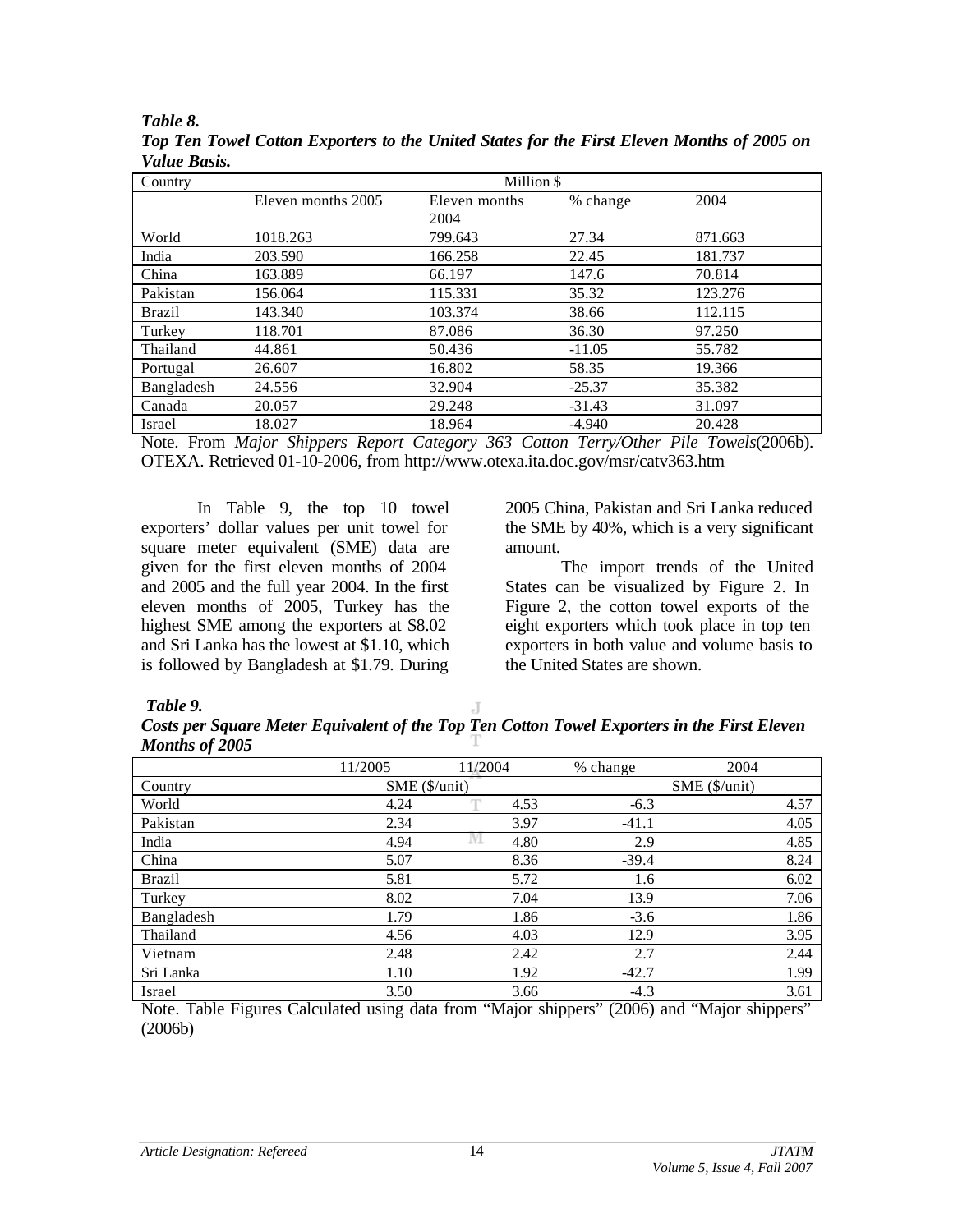***Table 8.***
***Top Ten Towel Cotton Exporters to the United States for the First Eleven Months of 2005 on Value Basis.***

| Country | Million $ | | | |
|---|---|---|---|---|
| | Eleven months 2005 | Eleven months 2004 | % change | 2004 |
| World | 1018.263 | 799.643 | 27.34 | 871.663 |
| India | 203.590 | 166.258 | 22.45 | 181.737 |
| China | 163.889 | 66.197 | 147.6 | 70.814 |
| Pakistan | 156.064 | 115.331 | 35.32 | 123.276 |
| Brazil | 143.340 | 103.374 | 38.66 | 112.115 |
| Turkey | 118.701 | 87.086 | 36.30 | 97.250 |
| Thailand | 44.861 | 50.436 | -11.05 | 55.782 |
| Portugal | 26.607 | 16.802 | 58.35 | 19.366 |
| Bangladesh | 24.556 | 32.904 | -25.37 | 35.382 |
| Canada | 20.057 | 29.248 | -31.43 | 31.097 |
| Israel | 18.027 | 18.964 | -4.940 | 20.428 |

Note. From *Major Shippers Report Category 363 Cotton Terry/Other Pile Towels*(2006b). OTEXA. Retrieved 01-10-2006, from http://www.otexa.ita.doc.gov/msr/catv363.htm

In Table 9, the top 10 towel exporters' dollar values per unit towel for square meter equivalent (SME) data are given for the first eleven months of 2004 and 2005 and the full year 2004. In the first eleven months of 2005, Turkey has the highest SME among the exporters at $8.02 and Sri Lanka has the lowest at $1.10, which is followed by Bangladesh at $1.79. During 2005 China, Pakistan and Sri Lanka reduced the SME by 40%, which is a very significant amount.

The import trends of the United States can be visualized by Figure 2. In Figure 2, the cotton towel exports of the eight exporters which took place in top ten exporters in both value and volume basis to the United States are shown.

***Table 9.***
***Costs per Square Meter Equivalent of the Top Ten Cotton Towel Exporters in the First Eleven Months of 2005***

| | 11/2005 | 11/2004 | % change | 2004 |
|---|---|---|---|---|
| Country | SME ($/unit) | | | SME ($/unit) |
| World | 4.24 | 4.53 | -6.3 | 4.57 |
| Pakistan | 2.34 | 3.97 | -41.1 | 4.05 |
| India | 4.94 | 4.80 | 2.9 | 4.85 |
| China | 5.07 | 8.36 | -39.4 | 8.24 |
| Brazil | 5.81 | 5.72 | 1.6 | 6.02 |
| Turkey | 8.02 | 7.04 | 13.9 | 7.06 |
| Bangladesh | 1.79 | 1.86 | -3.6 | 1.86 |
| Thailand | 4.56 | 4.03 | 12.9 | 3.95 |
| Vietnam | 2.48 | 2.42 | 2.7 | 2.44 |
| Sri Lanka | 1.10 | 1.92 | -42.7 | 1.99 |
| Israel | 3.50 | 3.66 | -4.3 | 3.61 |

Note. Table Figures Calculated using data from "Major shippers" (2006) and "Major shippers" (2006b)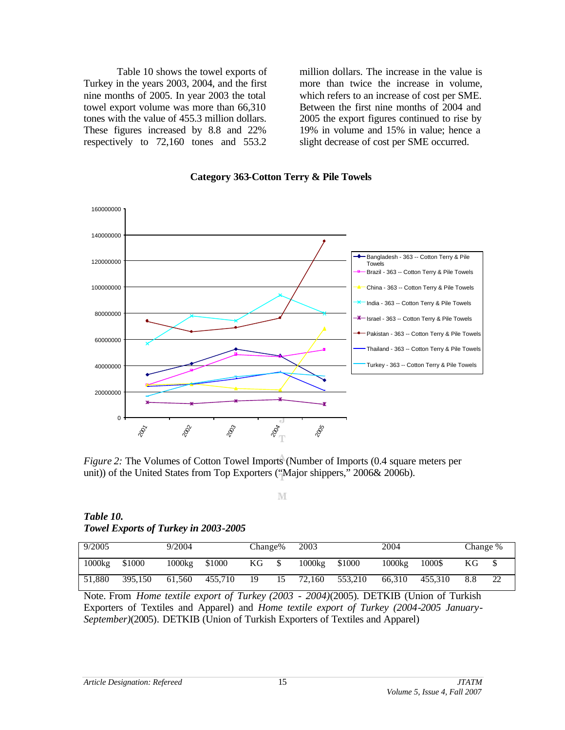Table 10 shows the towel exports of Turkey in the years 2003, 2004, and the first nine months of 2005. In year 2003 the total towel export volume was more than 66,310 tones with the value of 455.3 million dollars. These figures increased by 8.8 and 22% respectively to 72,160 tones and 553.2 million dollars. The increase in the value is more than twice the increase in volume, which refers to an increase of cost per SME. Between the first nine months of 2004 and 2005 the export figures continued to rise by 19% in volume and 15% in value; hence a slight decrease of cost per SME occurred.

**Category 363-Cotton Terry & Pile Towels**

*Figure 2:* The Volumes of Cotton Towel Imports (Number of Imports (0.4 square meters per unit)) of the United States from Top Exporters ("Major shippers," 2006& 2006b).

***Table 10.***
***Towel Exports of Turkey in 2003-2005***

| 9/2005 | | 9/2004 | | Change% | | 2003 | | 2004 | | Change % | |
|---|---|---|---|---|---|---|---|---|---|---|---|
| 1000kg | $1000 | 1000kg | $1000 | KG | $ | 1000kg | $1000 | 1000kg | 1000$ | KG | $ |
| 51,880 | 395,150 | 61,560 | 455,710 | 19 | 15 | 72,160 | 553,210 | 66,310 | 455,310 | 8.8 | 22 |

Note. From *Home textile export of Turkey (2003 - 2004)*(2005). DETKIB (Union of Turkish Exporters of Textiles and Apparel) and *Home textile export of Turkey (2004-2005 January-September)*(2005). DETKIB (Union of Turkish Exporters of Textiles and Apparel)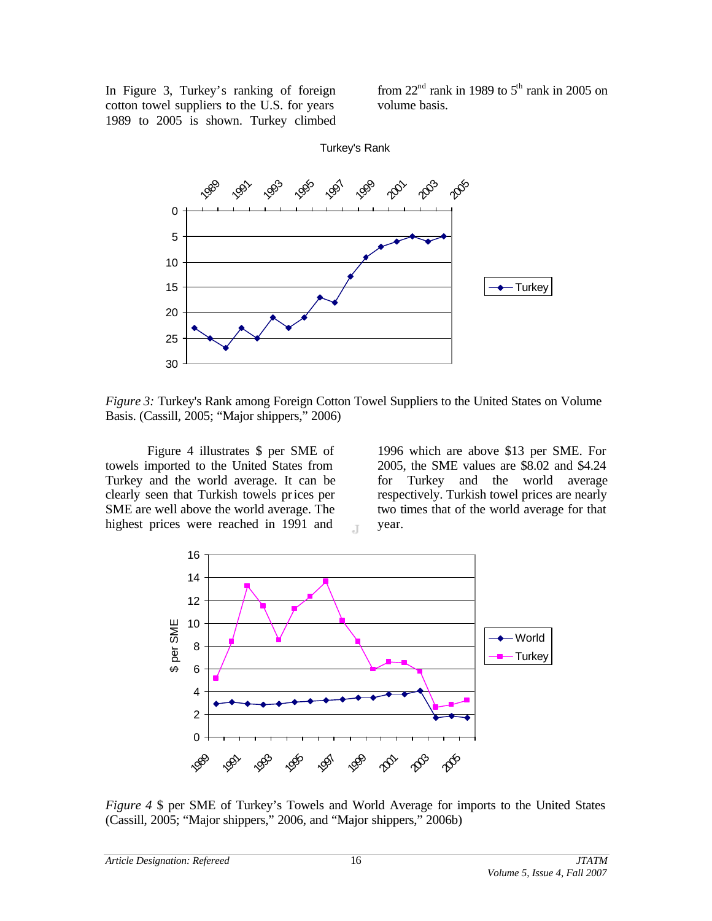In Figure 3, Turkey's ranking of foreign cotton towel suppliers to the U.S. for years 1989 to 2005 is shown. Turkey climbed from 22nd rank in 1989 to 5th rank in 2005 on volume basis.

*Figure 3:* Turkey's Rank among Foreign Cotton Towel Suppliers to the United States on Volume Basis. (Cassill, 2005; "Major shippers," 2006)

Figure 4 illustrates $ per SME of towels imported to the United States from Turkey and the world average. It can be clearly seen that Turkish towels prices per SME are well above the world average. The highest prices were reached in 1991 and 1996 which are above $13 per SME. For 2005, the SME values are $8.02 and $4.24 for Turkey and the world average respectively. Turkish towel prices are nearly two times that of the world average for that year.

*Figure 4* $ per SME of Turkey's Towels and World Average for imports to the United States (Cassill, 2005; "Major shippers," 2006, and "Major shippers," 2006b)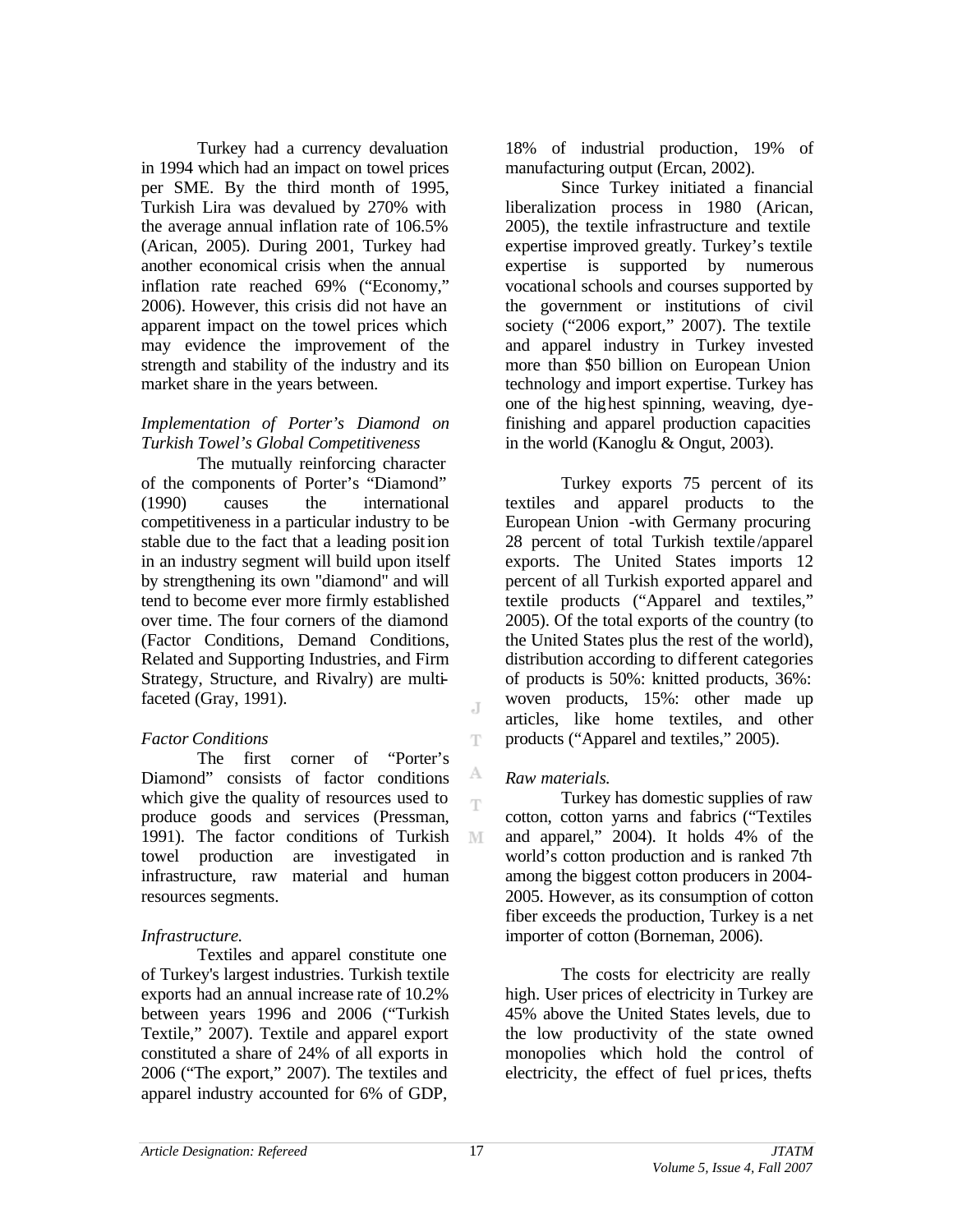Turkey had a currency devaluation in 1994 which had an impact on towel prices per SME. By the third month of 1995, Turkish Lira was devalued by 270% with the average annual inflation rate of 106.5% (Arican, 2005). During 2001, Turkey had another economical crisis when the annual inflation rate reached 69% ("Economy," 2006). However, this crisis did not have an apparent impact on the towel prices which may evidence the improvement of the strength and stability of the industry and its market share in the years between.

*Implementation of Porter's Diamond on Turkish Towel's Global Competitiveness*

The mutually reinforcing character of the components of Porter's "Diamond" (1990) causes the international competitiveness in a particular industry to be stable due to the fact that a leading position in an industry segment will build upon itself by strengthening its own "diamond" and will tend to become ever more firmly established over time. The four corners of the diamond (Factor Conditions, Demand Conditions, Related and Supporting Industries, and Firm Strategy, Structure, and Rivalry) are multi-faceted (Gray, 1991).

*Factor Conditions*

The first corner of "Porter's Diamond" consists of factor conditions which give the quality of resources used to produce goods and services (Pressman, 1991). The factor conditions of Turkish towel production are investigated in infrastructure, raw material and human resources segments.

*Infrastructure.*

Textiles and apparel constitute one of Turkey's largest industries. Turkish textile exports had an annual increase rate of 10.2% between years 1996 and 2006 ("Turkish Textile," 2007). Textile and apparel export constituted a share of 24% of all exports in 2006 ("The export," 2007). The textiles and apparel industry accounted for 6% of GDP, 18% of industrial production, 19% of manufacturing output (Ercan, 2002).

Since Turkey initiated a financial liberalization process in 1980 (Arican, 2005), the textile infrastructure and textile expertise improved greatly. Turkey's textile expertise is supported by numerous vocational schools and courses supported by the government or institutions of civil society ("2006 export," 2007). The textile and apparel industry in Turkey invested more than $50 billion on European Union technology and import expertise. Turkey has one of the highest spinning, weaving, dye-finishing and apparel production capacities in the world (Kanoglu & Ongut, 2003).

Turkey exports 75 percent of its textiles and apparel products to the European Union -with Germany procuring 28 percent of total Turkish textile/apparel exports. The United States imports 12 percent of all Turkish exported apparel and textile products ("Apparel and textiles," 2005). Of the total exports of the country (to the United States plus the rest of the world), distribution according to different categories of products is 50%: knitted products, 36%: woven products, 15%: other made up articles, like home textiles, and other products ("Apparel and textiles," 2005).

*Raw materials.*

Turkey has domestic supplies of raw cotton, cotton yarns and fabrics ("Textiles and apparel," 2004). It holds 4% of the world's cotton production and is ranked 7th among the biggest cotton producers in 2004-2005. However, as its consumption of cotton fiber exceeds the production, Turkey is a net importer of cotton (Borneman, 2006).

The costs for electricity are really high. User prices of electricity in Turkey are 45% above the United States levels, due to the low productivity of the state owned monopolies which hold the control of electricity, the effect of fuel prices, thefts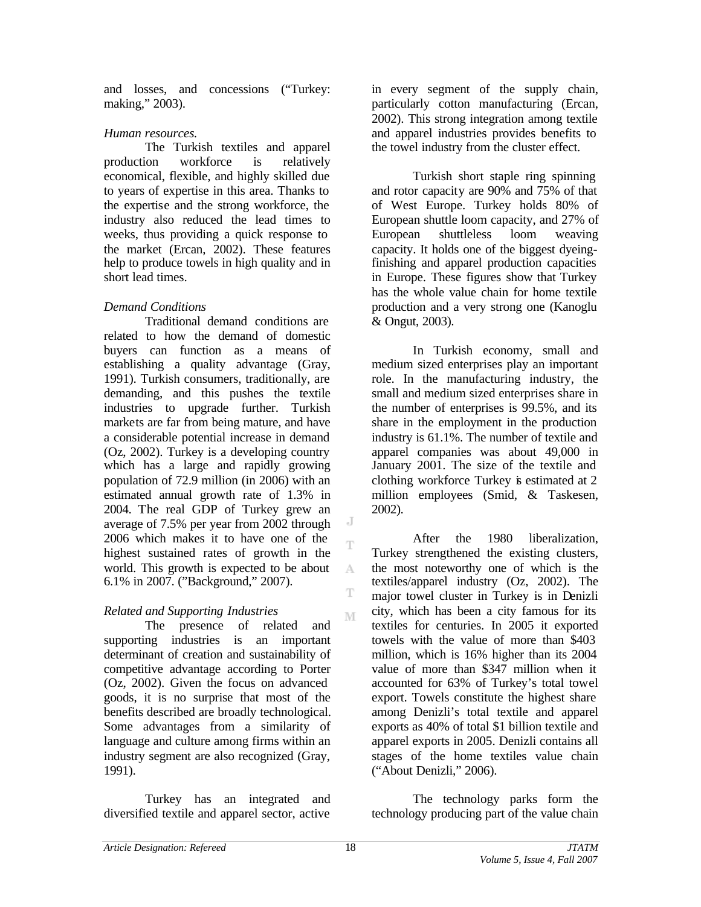and losses, and concessions ("Turkey: making," 2003).

*Human resources.*

The Turkish textiles and apparel production workforce is relatively economical, flexible, and highly skilled due to years of expertise in this area. Thanks to the expertise and the strong workforce, the industry also reduced the lead times to weeks, thus providing a quick response to the market (Ercan, 2002). These features help to produce towels in high quality and in short lead times.

*Demand Conditions*

Traditional demand conditions are related to how the demand of domestic buyers can function as a means of establishing a quality advantage (Gray, 1991). Turkish consumers, traditionally, are demanding, and this pushes the textile industries to upgrade further. Turkish markets are far from being mature, and have a considerable potential increase in demand (Oz, 2002). Turkey is a developing country which has a large and rapidly growing population of 72.9 million (in 2006) with an estimated annual growth rate of 1.3% in 2004. The real GDP of Turkey grew an average of 7.5% per year from 2002 through 2006 which makes it to have one of the highest sustained rates of growth in the world. This growth is expected to be about 6.1% in 2007. ("Background," 2007).

*Related and Supporting Industries*

The presence of related and supporting industries is an important determinant of creation and sustainability of competitive advantage according to Porter (Oz, 2002). Given the focus on advanced goods, it is no surprise that most of the benefits described are broadly technological. Some advantages from a similarity of language and culture among firms within an industry segment are also recognized (Gray, 1991).

Turkey has an integrated and diversified textile and apparel sector, active in every segment of the supply chain, particularly cotton manufacturing (Ercan, 2002). This strong integration among textile and apparel industries provides benefits to the towel industry from the cluster effect.

Turkish short staple ring spinning and rotor capacity are 90% and 75% of that of West Europe. Turkey holds 80% of European shuttle loom capacity, and 27% of European shuttleless loom weaving capacity. It holds one of the biggest dyeing-finishing and apparel production capacities in Europe. These figures show that Turkey has the whole value chain for home textile production and a very strong one (Kanoglu & Ongut, 2003).

In Turkish economy, small and medium sized enterprises play an important role. In the manufacturing industry, the small and medium sized enterprises share in the number of enterprises is 99.5%, and its share in the employment in the production industry is 61.1%. The number of textile and apparel companies was about 49,000 in January 2001. The size of the textile and clothing workforce Turkey is estimated at 2 million employees (Smid, & Taskesen, 2002).

After the 1980 liberalization, Turkey strengthened the existing clusters, the most noteworthy one of which is the textiles/apparel industry (Oz, 2002). The major towel cluster in Turkey is in Denizli city, which has been a city famous for its textiles for centuries. In 2005 it exported towels with the value of more than $403 million, which is 16% higher than its 2004 value of more than $347 million when it accounted for 63% of Turkey's total towel export. Towels constitute the highest share among Denizli's total textile and apparel exports as 40% of total $1 billion textile and apparel exports in 2005. Denizli contains all stages of the home textiles value chain ("About Denizli," 2006).

The technology parks form the technology producing part of the value chain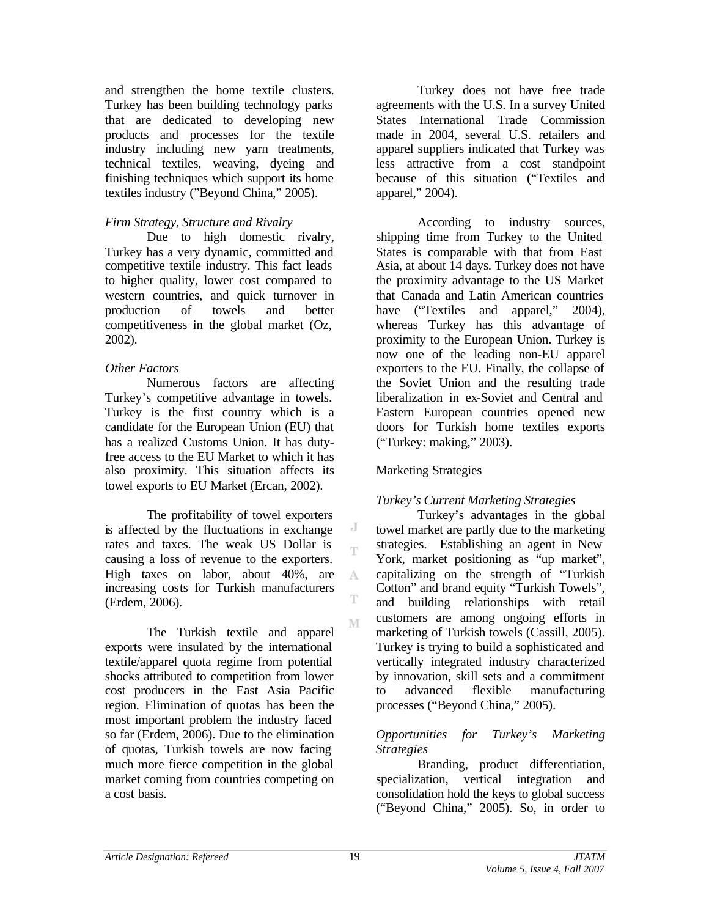and strengthen the home textile clusters. Turkey has been building technology parks that are dedicated to developing new products and processes for the textile industry including new yarn treatments, technical textiles, weaving, dyeing and finishing techniques which support its home textiles industry ("Beyond China," 2005).

*Firm Strategy, Structure and Rivalry*

Due to high domestic rivalry, Turkey has a very dynamic, committed and competitive textile industry. This fact leads to higher quality, lower cost compared to western countries, and quick turnover in production of towels and better competitiveness in the global market (Oz, 2002).

*Other Factors*

Numerous factors are affecting Turkey's competitive advantage in towels. Turkey is the first country which is a candidate for the European Union (EU) that has a realized Customs Union. It has duty-free access to the EU Market to which it has also proximity. This situation affects its towel exports to EU Market (Ercan, 2002).

The profitability of towel exporters is affected by the fluctuations in exchange rates and taxes. The weak US Dollar is causing a loss of revenue to the exporters. High taxes on labor, about 40%, are increasing costs for Turkish manufacturers (Erdem, 2006).

The Turkish textile and apparel exports were insulated by the international textile/apparel quota regime from potential shocks attributed to competition from lower cost producers in the East Asia Pacific region. Elimination of quotas has been the most important problem the industry faced so far (Erdem, 2006). Due to the elimination of quotas, Turkish towels are now facing much more fierce competition in the global market coming from countries competing on a cost basis.

Turkey does not have free trade agreements with the U.S. In a survey United States International Trade Commission made in 2004, several U.S. retailers and apparel suppliers indicated that Turkey was less attractive from a cost standpoint because of this situation ("Textiles and apparel," 2004).

According to industry sources, shipping time from Turkey to the United States is comparable with that from East Asia, at about 14 days. Turkey does not have the proximity advantage to the US Market that Canada and Latin American countries have ("Textiles and apparel," 2004), whereas Turkey has this advantage of proximity to the European Union. Turkey is now one of the leading non-EU apparel exporters to the EU. Finally, the collapse of the Soviet Union and the resulting trade liberalization in ex-Soviet and Central and Eastern European countries opened new doors for Turkish home textiles exports ("Turkey: making," 2003).

## Marketing Strategies

*Turkey's Current Marketing Strategies*

Turkey's advantages in the global towel market are partly due to the marketing strategies. Establishing an agent in New York, market positioning as "up market", capitalizing on the strength of "Turkish Cotton" and brand equity "Turkish Towels", and building relationships with retail customers are among ongoing efforts in marketing of Turkish towels (Cassill, 2005). Turkey is trying to build a sophisticated and vertically integrated industry characterized by innovation, skill sets and a commitment to advanced flexible manufacturing processes ("Beyond China," 2005).

*Opportunities for Turkey's Marketing Strategies*

Branding, product differentiation, specialization, vertical integration and consolidation hold the keys to global success ("Beyond China," 2005). So, in order to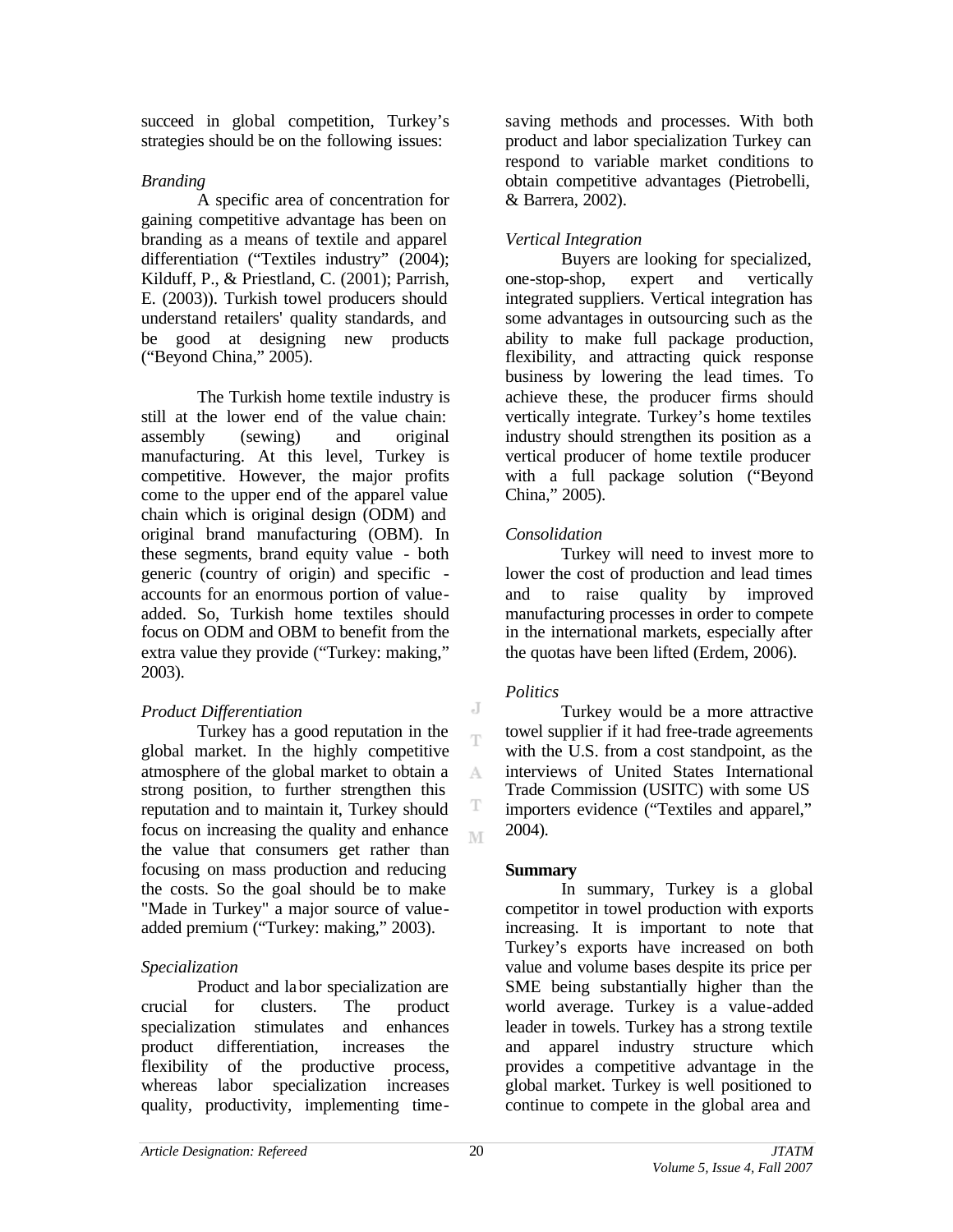succeed in global competition, Turkey's strategies should be on the following issues:

*Branding*

A specific area of concentration for gaining competitive advantage has been on branding as a means of textile and apparel differentiation ("Textiles industry" (2004); Kilduff, P., & Priestland, C. (2001); Parrish, E. (2003)). Turkish towel producers should understand retailers' quality standards, and be good at designing new products ("Beyond China," 2005).

The Turkish home textile industry is still at the lower end of the value chain: assembly (sewing) and original manufacturing. At this level, Turkey is competitive. However, the major profits come to the upper end of the apparel value chain which is original design (ODM) and original brand manufacturing (OBM). In these segments, brand equity value - both generic (country of origin) and specific - accounts for an enormous portion of value-added. So, Turkish home textiles should focus on ODM and OBM to benefit from the extra value they provide ("Turkey: making," 2003).

*Product Differentiation*

Turkey has a good reputation in the global market. In the highly competitive atmosphere of the global market to obtain a strong position, to further strengthen this reputation and to maintain it, Turkey should focus on increasing the quality and enhance the value that consumers get rather than focusing on mass production and reducing the costs. So the goal should be to make "Made in Turkey" a major source of value-added premium ("Turkey: making," 2003).

*Specialization*

Product and labor specialization are crucial for clusters. The product specialization stimulates and enhances product differentiation, increases the flexibility of the productive process, whereas labor specialization increases quality, productivity, implementing time-saving methods and processes. With both product and labor specialization Turkey can respond to variable market conditions to obtain competitive advantages (Pietrobelli, & Barrera, 2002).

*Vertical Integration*

Buyers are looking for specialized, one-stop-shop, expert and vertically integrated suppliers. Vertical integration has some advantages in outsourcing such as the ability to make full package production, flexibility, and attracting quick response business by lowering the lead times. To achieve these, the producer firms should vertically integrate. Turkey's home textiles industry should strengthen its position as a vertical producer of home textile producer with a full package solution ("Beyond China," 2005).

*Consolidation*

Turkey will need to invest more to lower the cost of production and lead times and to raise quality by improved manufacturing processes in order to compete in the international markets, especially after the quotas have been lifted (Erdem, 2006).

*Politics*

Turkey would be a more attractive towel supplier if it had free-trade agreements with the U.S. from a cost standpoint, as the interviews of United States International Trade Commission (USITC) with some US importers evidence ("Textiles and apparel," 2004).

**Summary**

In summary, Turkey is a global competitor in towel production with exports increasing. It is important to note that Turkey's exports have increased on both value and volume bases despite its price per SME being substantially higher than the world average. Turkey is a value-added leader in towels. Turkey has a strong textile and apparel industry structure which provides a competitive advantage in the global market. Turkey is well positioned to continue to compete in the global area and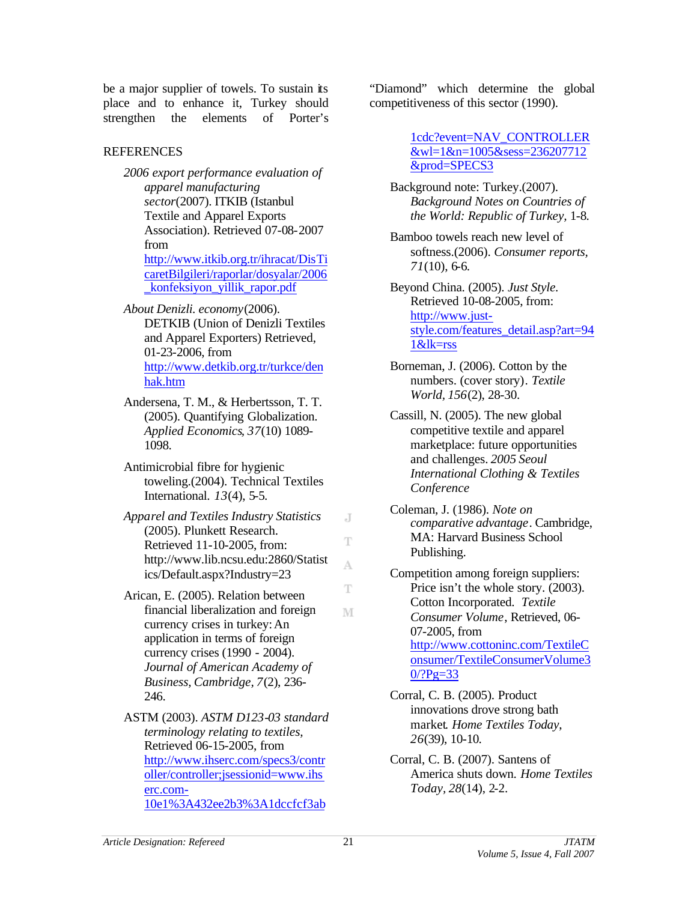be a major supplier of towels. To sustain its place and to enhance it, Turkey should strengthen the elements of Porter's "Diamond" which determine the global competitiveness of this sector (1990).

## REFERENCES

*2006 export performance evaluation of apparel manufacturing sector*(2007). ITKIB (Istanbul Textile and Apparel Exports Association). Retrieved 07-08-2007 from http://www.itkib.org.tr/ihracat/DisTicaretBilgileri/raporlar/dosyalar/2006_konfeksiyon_yillik_rapor.pdf

*About Denizli. economy*(2006). DETKIB (Union of Denizli Textiles and Apparel Exporters) Retrieved, 01-23-2006, from http://www.detkib.org.tr/turkce/denhak.htm

Andersena, T. M., & Herbertsson, T. T. (2005). Quantifying Globalization. *Applied Economics*, *37*(10) 1089-1098.

Antimicrobial fibre for hygienic toweling.(2004). Technical Textiles International. *13*(4), 5-5.

*Apparel and Textiles Industry Statistics* (2005). Plunkett Research. Retrieved 11-10-2005, from: http://www.lib.ncsu.edu:2860/Statistics/Default.aspx?Industry=23

Arican, E. (2005). Relation between financial liberalization and foreign currency crises in turkey: An application in terms of foreign currency crises (1990 - 2004). *Journal of American Academy of Business, Cambridge*, *7*(2), 236-246.

ASTM (2003). *ASTM D123-03 standard terminology relating to textiles*, Retrieved 06-15-2005, from http://www.ihserc.com/specs3/controller/controller;jsessionid=www.ihserc.com-10e1%3A432ee2b3%3A1dccfcf3ab1cdc?event=NAV_CONTROLLER&wl=1&n=1005&sess=236207712&prod=SPECS3

Background note: Turkey.(2007). *Background Notes on Countries of the World: Republic of Turkey*, 1-8.

Bamboo towels reach new level of softness.(2006). *Consumer reports*, *71*(10), 6-6.

Beyond China. (2005). *Just Style*. Retrieved 10-08-2005, from: http://www.just-style.com/features_detail.asp?art=941&lk=rss

Borneman, J. (2006). Cotton by the numbers. (cover story). *Textile World*, *156*(2), 28-30.

Cassill, N. (2005). The new global competitive textile and apparel marketplace: future opportunities and challenges. *2005 Seoul International Clothing & Textiles Conference*

Coleman, J. (1986). *Note on comparative advantage*. Cambridge, MA: Harvard Business School Publishing.

Competition among foreign suppliers: Price isn't the whole story. (2003). Cotton Incorporated. *Textile Consumer Volume*, Retrieved, 06-07-2005, from http://www.cottoninc.com/TextileConsumer/TextileConsumerVolume30/?Pg=33

Corral, C. B. (2005). Product innovations drove strong bath market. *Home Textiles Today*, *26*(39), 10-10.

Corral, C. B. (2007). Santens of America shuts down. *Home Textiles Today*, *28*(14), 2-2.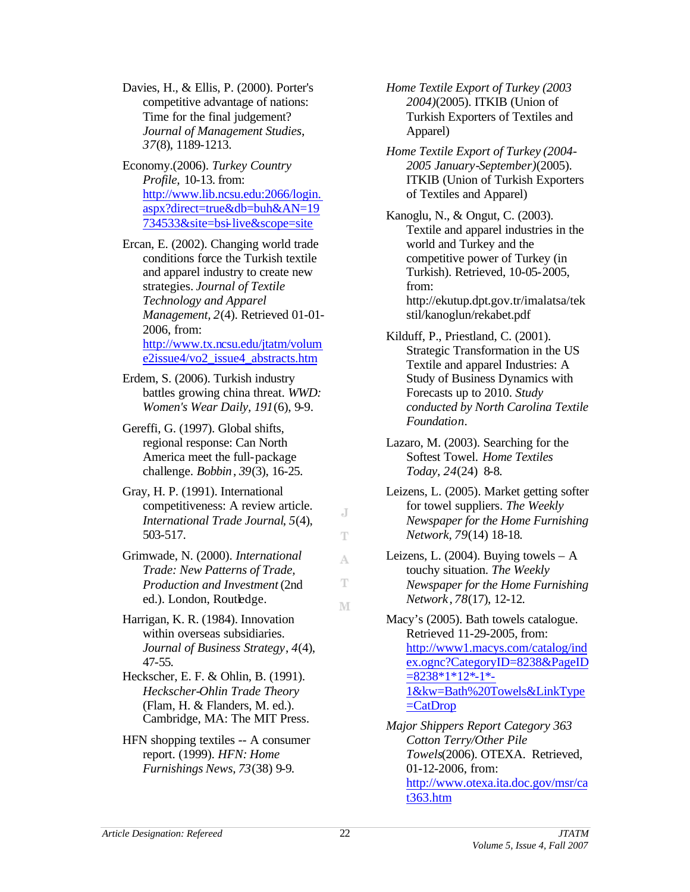Davies, H., & Ellis, P. (2000). Porter's competitive advantage of nations: Time for the final judgement? *Journal of Management Studies*, *37*(8), 1189-1213.

Economy.(2006). *Turkey Country Profile*, 10-13. from: http://www.lib.ncsu.edu:2066/login.aspx?direct=true&db=buh&AN=19734533&site=bsi-live&scope=site

Ercan, E. (2002). Changing world trade conditions force the Turkish textile and apparel industry to create new strategies. *Journal of Textile Technology and Apparel Management*, *2*(4). Retrieved 01-01-2006, from: http://www.tx.ncsu.edu/jtatm/volume2issue4/vo2_issue4_abstracts.htm

Erdem, S. (2006). Turkish industry battles growing china threat. *WWD: Women's Wear Daily*, *191*(6), 9-9.

Gereffi, G. (1997). Global shifts, regional response: Can North America meet the full-package challenge. *Bobbin*, *39*(3), 16-25.

Gray, H. P. (1991). International competitiveness: A review article. *International Trade Journal*, *5*(4), 503-517.

Grimwade, N. (2000). *International Trade: New Patterns of Trade, Production and Investment* (2nd ed.). London, Routledge.

Harrigan, K. R. (1984). Innovation within overseas subsidiaries. *Journal of Business Strategy*, *4*(4), 47-55.

Heckscher, E. F. & Ohlin, B. (1991). *Heckscher-Ohlin Trade Theory* (Flam, H. & Flanders, M. ed.). Cambridge, MA: The MIT Press.

HFN shopping textiles -- A consumer report. (1999). *HFN: Home Furnishings News*, *73*(38) 9-9.

*Home Textile Export of Turkey (2003 2004)*(2005). ITKIB (Union of Turkish Exporters of Textiles and Apparel)

*Home Textile Export of Turkey (2004-2005 January-September)*(2005). ITKIB (Union of Turkish Exporters of Textiles and Apparel)

Kanoglu, N., & Ongut, C. (2003). Textile and apparel industries in the world and Turkey and the competitive power of Turkey (in Turkish). Retrieved, 10-05-2005, from: http://ekutup.dpt.gov.tr/imalatsa/tekstil/kanoglun/rekabet.pdf

Kilduff, P., Priestland, C. (2001). Strategic Transformation in the US Textile and apparel Industries: A Study of Business Dynamics with Forecasts up to 2010. *Study conducted by North Carolina Textile Foundation*.

Lazaro, M. (2003). Searching for the Softest Towel. *Home Textiles Today*, *24*(24) 8-8.

Leizens, L. (2005). Market getting softer for towel suppliers. *The Weekly Newspaper for the Home Furnishing Network*, *79*(14) 18-18.

Leizens, L. (2004). Buying towels – A touchy situation. *The Weekly Newspaper for the Home Furnishing Network*, *78*(17), 12-12.

Macy's (2005). Bath towels catalogue. Retrieved 11-29-2005, from: http://www1.macys.com/catalog/index.ognc?CategoryID=8238&PageID=8238*1*12*-1*-1&kw=Bath%20Towels&LinkType=CatDrop

*Major Shippers Report Category 363 Cotton Terry/Other Pile Towels*(2006). OTEXA. Retrieved, 01-12-2006, from: http://www.otexa.ita.doc.gov/msr/cat363.htm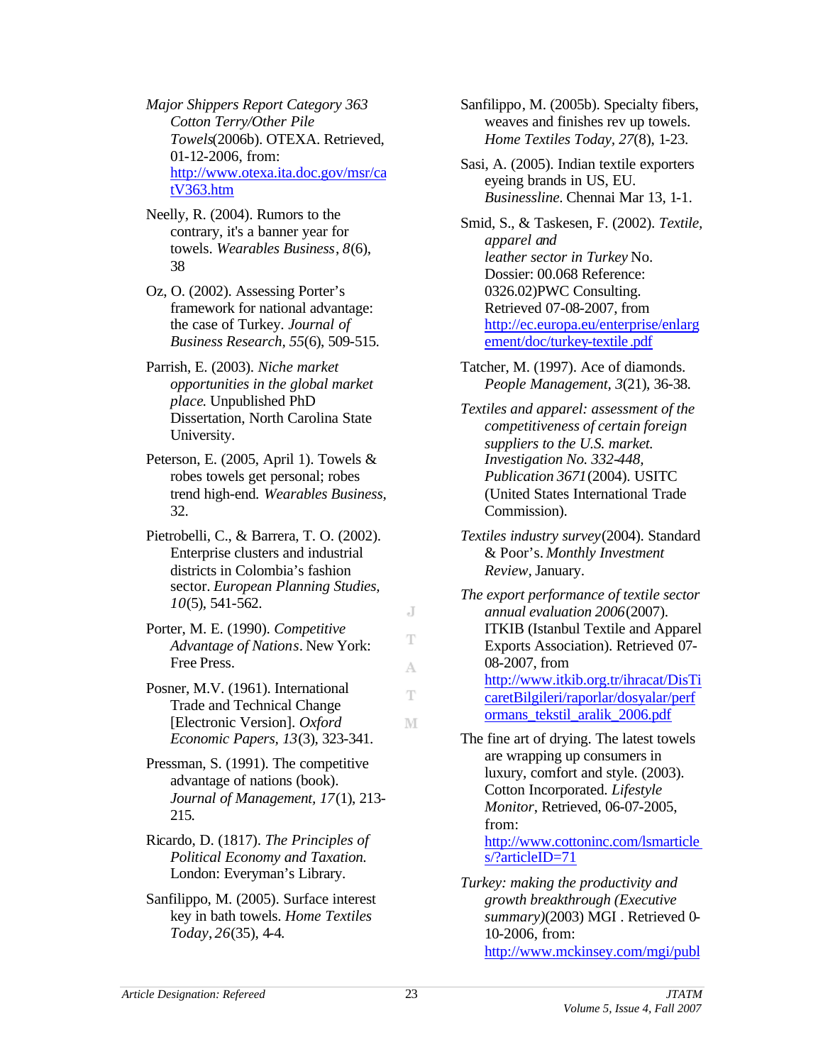*Major Shippers Report Category 363 Cotton Terry/Other Pile Towels*(2006b). OTEXA. Retrieved, 01-12-2006, from: http://www.otexa.ita.doc.gov/msr/catV363.htm

Neelly, R. (2004). Rumors to the contrary, it's a banner year for towels. *Wearables Business*, *8*(6), 38

Oz, O. (2002). Assessing Porter's framework for national advantage: the case of Turkey. *Journal of Business Research*, *55*(6), 509-515.

Parrish, E. (2003). *Niche market opportunities in the global market place*. Unpublished PhD Dissertation, North Carolina State University.

Peterson, E. (2005, April 1). Towels & robes towels get personal; robes trend high-end. *Wearables Business*, 32.

Pietrobelli, C., & Barrera, T. O. (2002). Enterprise clusters and industrial districts in Colombia's fashion sector. *European Planning Studies*, *10*(5), 541-562.

Porter, M. E. (1990). *Competitive Advantage of Nations*. New York: Free Press.

Posner, M.V. (1961). International Trade and Technical Change [Electronic Version]. *Oxford Economic Papers*, *13*(3), 323-341.

Pressman, S. (1991). The competitive advantage of nations (book). *Journal of Management*, *17*(1), 213-215.

Ricardo, D. (1817). *The Principles of Political Economy and Taxation.* London: Everyman's Library.

Sanfilippo, M. (2005). Surface interest key in bath towels. *Home Textiles Today*, *26*(35), 4-4.

Sanfilippo, M. (2005b). Specialty fibers, weaves and finishes rev up towels. *Home Textiles Today*, *27*(8), 1-23.

Sasi, A. (2005). Indian textile exporters eyeing brands in US, EU. *Businessline*. Chennai Mar 13, 1-1.

Smid, S., & Taskesen, F. (2002). *Textile, apparel and leather sector in Turkey* No. Dossier: 00.068 Reference: 0326.02)PWC Consulting. Retrieved 07-08-2007, from http://ec.europa.eu/enterprise/enlargement/doc/turkey-textile.pdf

Tatcher, M. (1997). Ace of diamonds. *People Management*, *3*(21), 36-38.

*Textiles and apparel: assessment of the competitiveness of certain foreign suppliers to the U.S. market. Investigation No. 332-448, Publication 3671*(2004). USITC (United States International Trade Commission).

*Textiles industry survey*(2004). Standard & Poor's. *Monthly Investment Review*, January.

*The export performance of textile sector annual evaluation 2006*(2007). ITKIB (Istanbul Textile and Apparel Exports Association). Retrieved 07-08-2007, from http://www.itkib.org.tr/ihracat/DisTicaretBilgileri/raporlar/dosyalar/performans_tekstil_aralik_2006.pdf

The fine art of drying. The latest towels are wrapping up consumers in luxury, comfort and style. (2003). Cotton Incorporated. *Lifestyle Monitor*, Retrieved, 06-07-2005, from: http://www.cottoninc.com/lsmarticles/?articleID=71

*Turkey: making the productivity and growth breakthrough (Executive summary)*(2003) MGI . Retrieved 0-10-2006, from: http://www.mckinsey.com/mgi/publ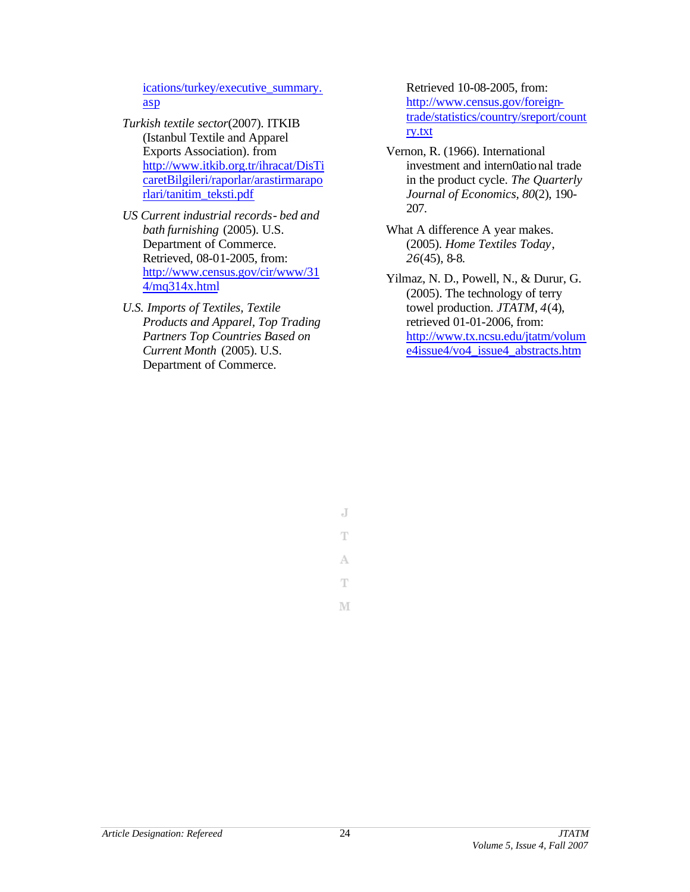ications/turkey/executive_summary.asp

*Turkish textile sector*(2007). ITKIB (Istanbul Textile and Apparel Exports Association). from http://www.itkib.org.tr/ihracat/DisTicaretBilgileri/raporlar/arastirmaraporlari/tanitim_teksti.pdf

*US Current industrial records- bed and bath furnishing* (2005). U.S. Department of Commerce. Retrieved, 08-01-2005, from: http://www.census.gov/cir/www/314/mq314x.html

*U.S. Imports of Textiles, Textile Products and Apparel, Top Trading Partners Top Countries Based on Current Month* (2005). U.S. Department of Commerce. Retrieved 10-08-2005, from: http://www.census.gov/foreign-trade/statistics/country/sreport/country.txt

Vernon, R. (1966). International investment and intern0atio nal trade in the product cycle. *The Quarterly Journal of Economics*, *80*(2), 190-207.

What A difference A year makes. (2005). *Home Textiles Today*, *26*(45), 8-8.

Yilmaz, N. D., Powell, N., & Durur, G. (2005). The technology of terry towel production. *JTATM*, *4*(4), retrieved 01-01-2006, from: http://www.tx.ncsu.edu/jtatm/volume4issue4/vo4_issue4_abstracts.htm